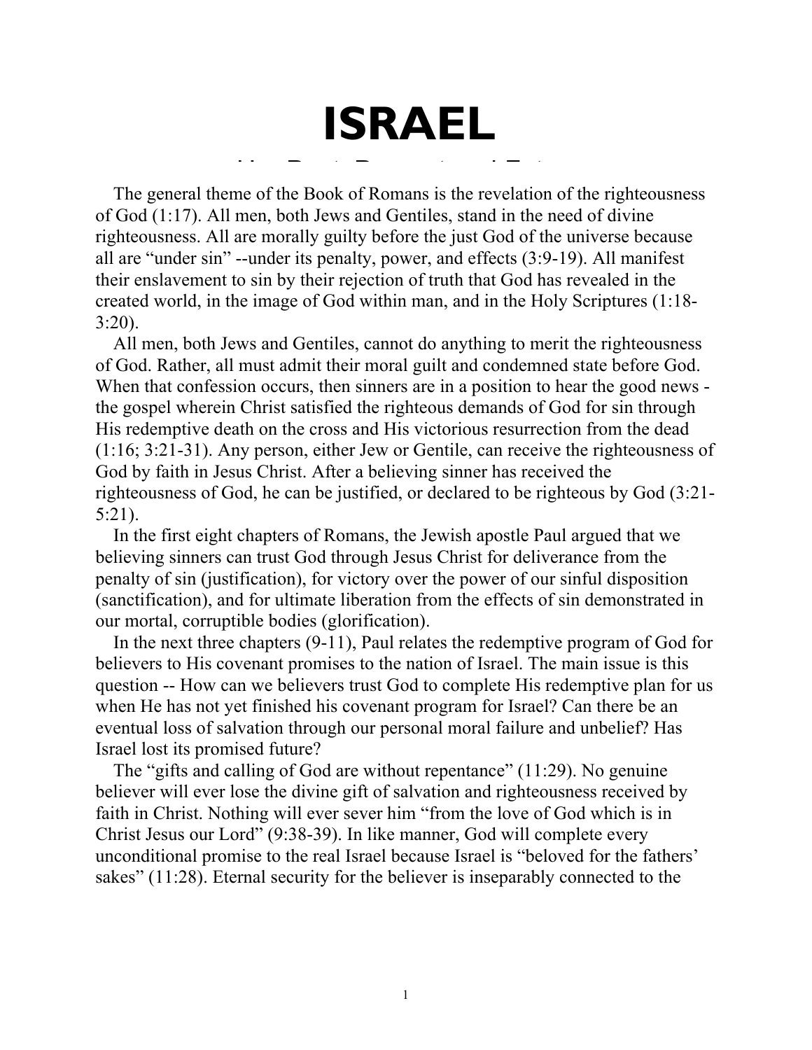# ISRAEL

## Her Past, Present, and Future

The general theme of the Book of Romans is the revelation of the righteousness of God (1:17). All men, both Jews and Gentiles, stand in the need of divine righteousness. All are morally guilty before the just God of the universe because all are "under sin" --under its penalty, power, and effects (3:9-19). All manifest their enslavement to sin by their rejection of truth that God has revealed in the created world, in the image of God within man, and in the Holy Scriptures (1:18-3:20).

All men, both Jews and Gentiles, cannot do anything to merit the righteousness of God. Rather, all must admit their moral guilt and condemned state before God. When that confession occurs, then sinners are in a position to hear the good news - the gospel wherein Christ satisfied the righteous demands of God for sin through His redemptive death on the cross and His victorious resurrection from the dead (1:16; 3:21-31). Any person, either Jew or Gentile, can receive the righteousness of God by faith in Jesus Christ. After a believing sinner has received the righteousness of God, he can be justified, or declared to be righteous by God (3:21-5:21).

In the first eight chapters of Romans, the Jewish apostle Paul argued that we believing sinners can trust God through Jesus Christ for deliverance from the penalty of sin (justification), for victory over the power of our sinful disposition (sanctification), and for ultimate liberation from the effects of sin demonstrated in our mortal, corruptible bodies (glorification).

In the next three chapters (9-11), Paul relates the redemptive program of God for believers to His covenant promises to the nation of Israel. The main issue is this question -- How can we believers trust God to complete His redemptive plan for us when He has not yet finished his covenant program for Israel? Can there be an eventual loss of salvation through our personal moral failure and unbelief? Has Israel lost its promised future?

The "gifts and calling of God are without repentance" (11:29). No genuine believer will ever lose the divine gift of salvation and righteousness received by faith in Christ. Nothing will ever sever him "from the love of God which is in Christ Jesus our Lord" (9:38-39). In like manner, God will complete every unconditional promise to the real Israel because Israel is "beloved for the fathers' sakes" (11:28). Eternal security for the believer is inseparably connected to the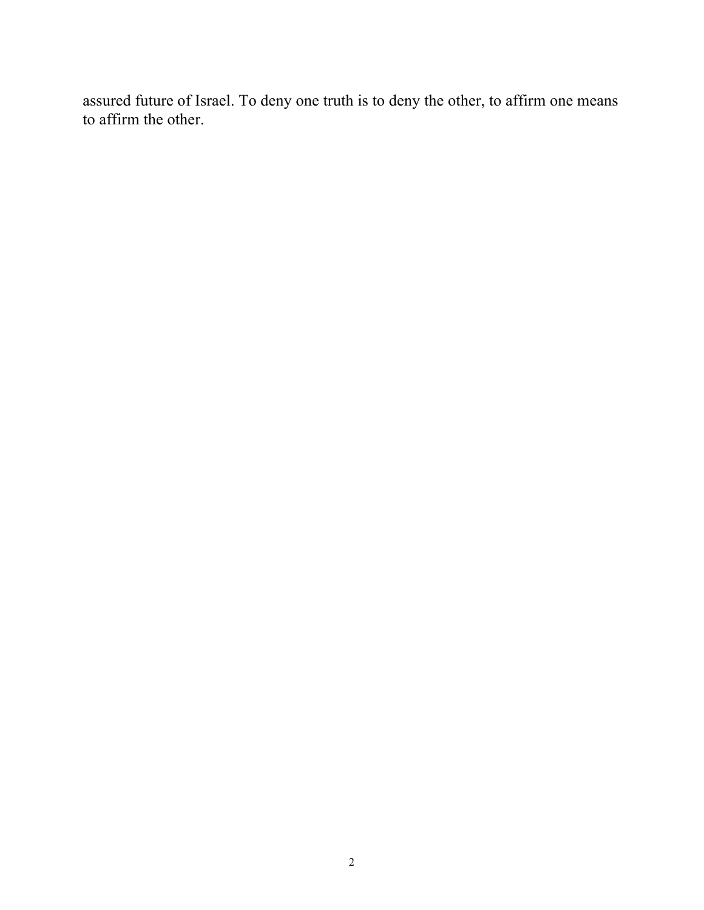assured future of Israel. To deny one truth is to deny the other, to affirm one means to affirm the other.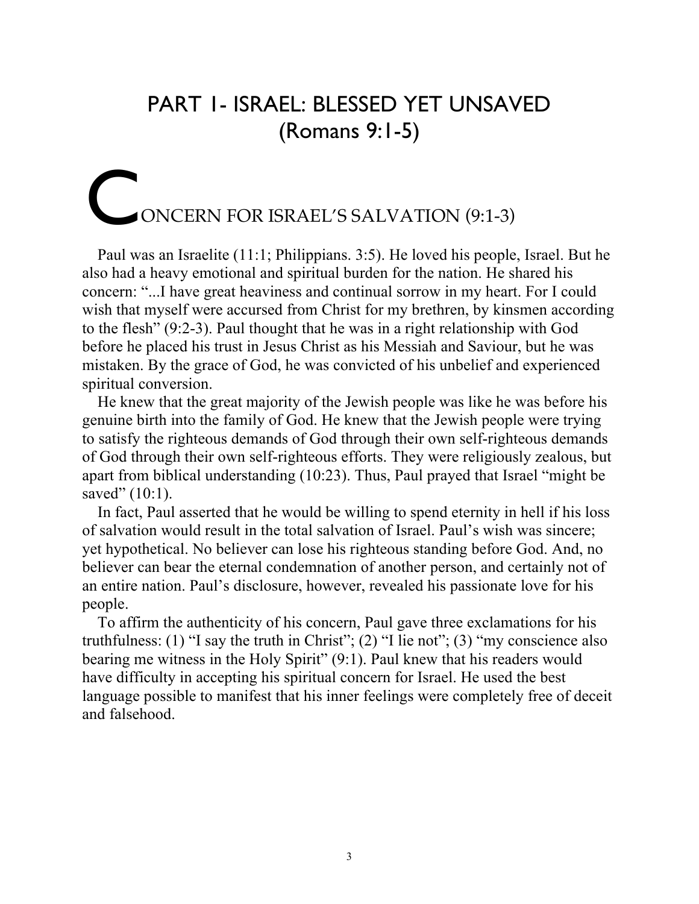# PART 1- ISRAEL: BLESSED YET UNSAVED (Romans 9:1-5)

## CONCERN FOR ISRAEL'S SALVATION (9:1-3)

Paul was an Israelite (11:1; Philippians. 3:5). He loved his people, Israel. But he also had a heavy emotional and spiritual burden for the nation. He shared his concern: "...I have great heaviness and continual sorrow in my heart. For I could wish that myself were accursed from Christ for my brethren, by kinsmen according to the flesh" (9:2-3). Paul thought that he was in a right relationship with God before he placed his trust in Jesus Christ as his Messiah and Saviour, but he was mistaken. By the grace of God, he was convicted of his unbelief and experienced spiritual conversion.

He knew that the great majority of the Jewish people was like he was before his genuine birth into the family of God. He knew that the Jewish people were trying to satisfy the righteous demands of God through their own self-righteous demands of God through their own self-righteous efforts. They were religiously zealous, but apart from biblical understanding (10:23). Thus, Paul prayed that Israel "might be saved" (10:1).

In fact, Paul asserted that he would be willing to spend eternity in hell if his loss of salvation would result in the total salvation of Israel. Paul's wish was sincere; yet hypothetical. No believer can lose his righteous standing before God. And, no believer can bear the eternal condemnation of another person, and certainly not of an entire nation. Paul's disclosure, however, revealed his passionate love for his people.

To affirm the authenticity of his concern, Paul gave three exclamations for his truthfulness: (1) "I say the truth in Christ"; (2) "I lie not"; (3) "my conscience also bearing me witness in the Holy Spirit" (9:1). Paul knew that his readers would have difficulty in accepting his spiritual concern for Israel. He used the best language possible to manifest that his inner feelings were completely free of deceit and falsehood.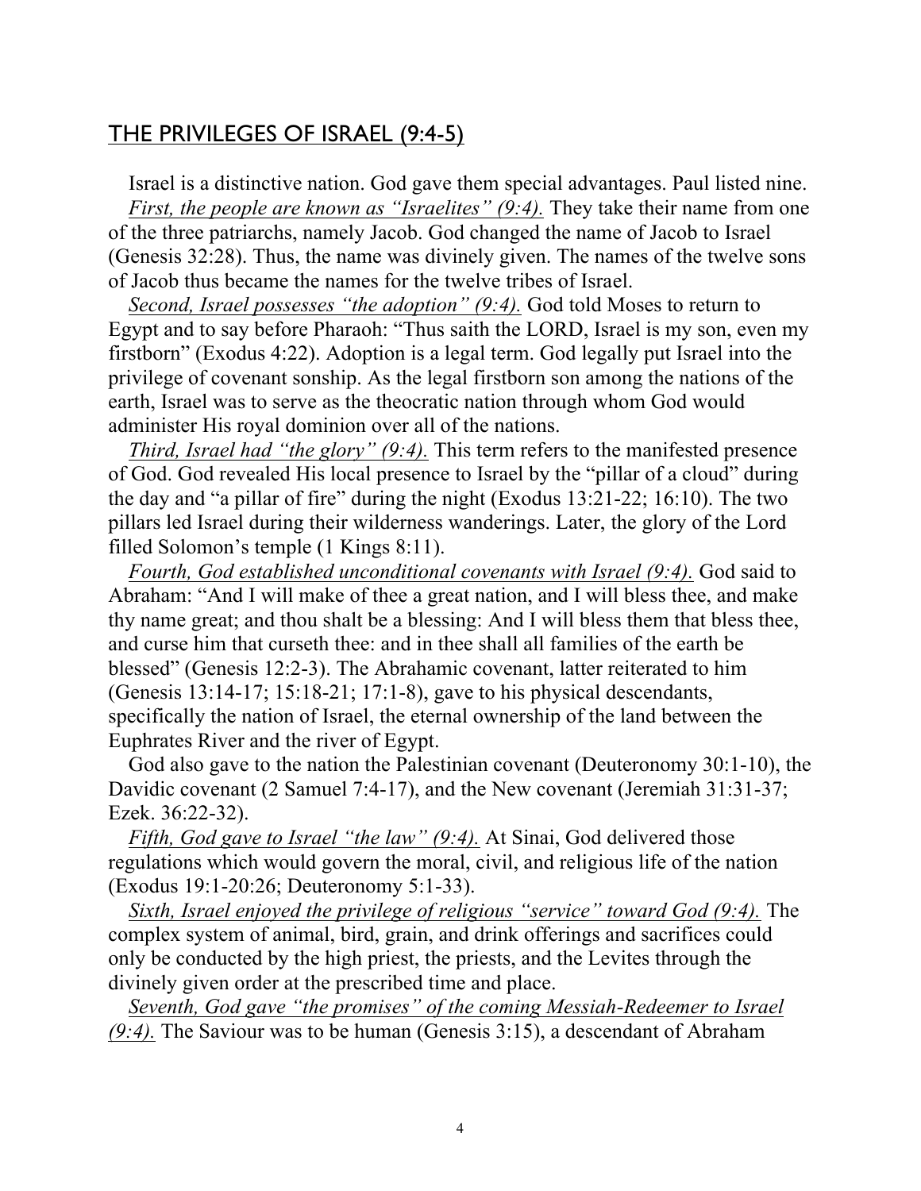## THE PRIVILEGES OF ISRAEL (9:4-5)

Israel is a distinctive nation. God gave them special advantages. Paul listed nine.

*First, the people are known as "Israelites" (9:4).* They take their name from one of the three patriarchs, namely Jacob. God changed the name of Jacob to Israel (Genesis 32:28). Thus, the name was divinely given. The names of the twelve sons of Jacob thus became the names for the twelve tribes of Israel.

*Second, Israel possesses "the adoption" (9:4).* God told Moses to return to Egypt and to say before Pharaoh: "Thus saith the LORD, Israel is my son, even my firstborn" (Exodus 4:22). Adoption is a legal term. God legally put Israel into the privilege of covenant sonship. As the legal firstborn son among the nations of the earth, Israel was to serve as the theocratic nation through whom God would administer His royal dominion over all of the nations.

*Third, Israel had "the glory" (9:4).* This term refers to the manifested presence of God. God revealed His local presence to Israel by the "pillar of a cloud" during the day and "a pillar of fire" during the night (Exodus 13:21-22; 16:10). The two pillars led Israel during their wilderness wanderings. Later, the glory of the Lord filled Solomon's temple (1 Kings 8:11).

*Fourth, God established unconditional covenants with Israel (9:4).* God said to Abraham: "And I will make of thee a great nation, and I will bless thee, and make thy name great; and thou shalt be a blessing: And I will bless them that bless thee, and curse him that curseth thee: and in thee shall all families of the earth be blessed" (Genesis 12:2-3). The Abrahamic covenant, latter reiterated to him (Genesis 13:14-17; 15:18-21; 17:1-8), gave to his physical descendants, specifically the nation of Israel, the eternal ownership of the land between the Euphrates River and the river of Egypt.

God also gave to the nation the Palestinian covenant (Deuteronomy 30:1-10), the Davidic covenant (2 Samuel 7:4-17), and the New covenant (Jeremiah 31:31-37; Ezek. 36:22-32).

*Fifth, God gave to Israel "the law" (9:4).* At Sinai, God delivered those regulations which would govern the moral, civil, and religious life of the nation (Exodus 19:1-20:26; Deuteronomy 5:1-33).

*Sixth, Israel enjoyed the privilege of religious "service" toward God (9:4).* The complex system of animal, bird, grain, and drink offerings and sacrifices could only be conducted by the high priest, the priests, and the Levites through the divinely given order at the prescribed time and place.

*Seventh, God gave "the promises" of the coming Messiah-Redeemer to Israel (9:4).* The Saviour was to be human (Genesis 3:15), a descendant of Abraham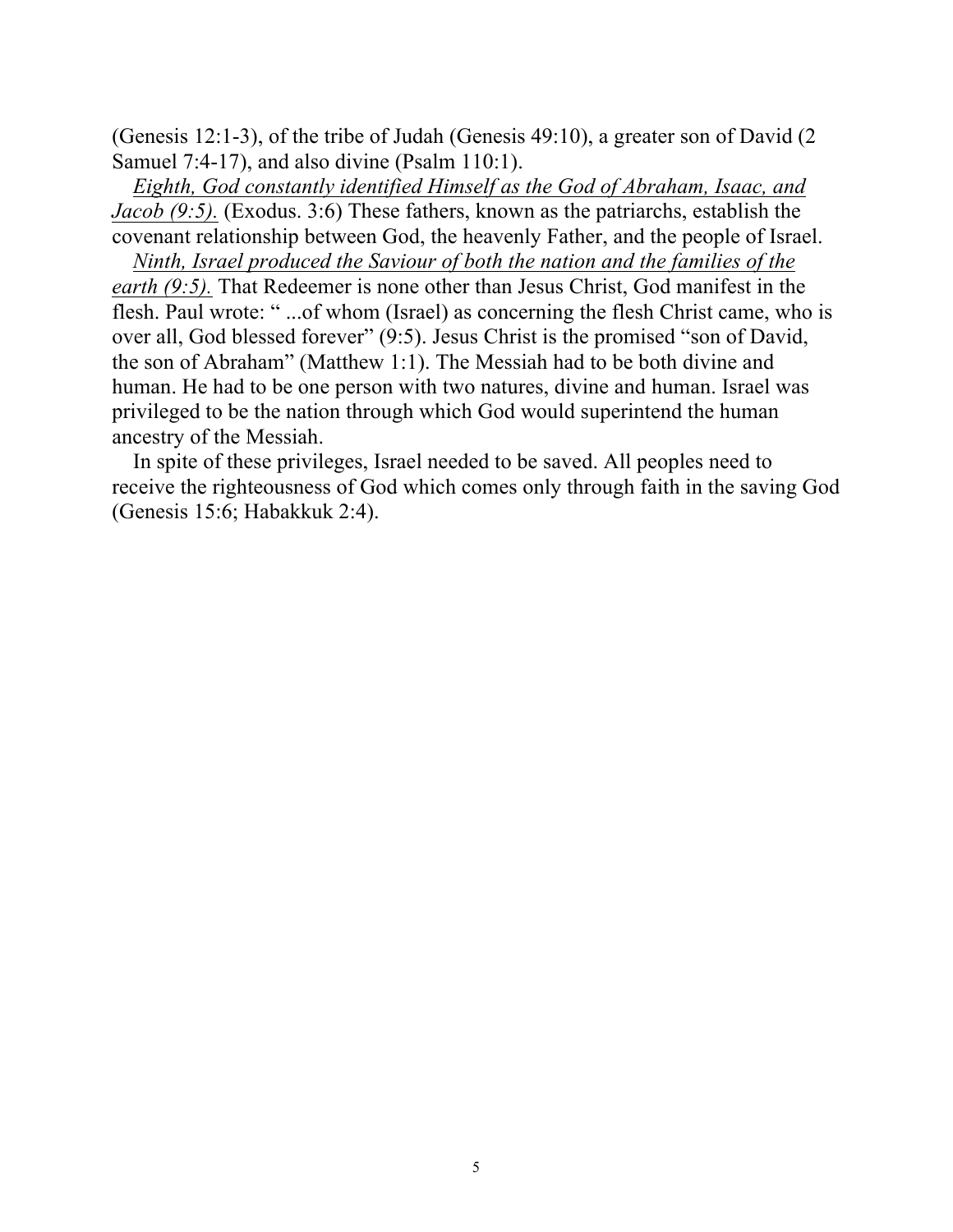(Genesis 12:1-3), of the tribe of Judah (Genesis 49:10), a greater son of David (2 Samuel 7:4-17), and also divine (Psalm 110:1).

*<u>Eighth, God constantly identified Himself as the God of Abraham, Isaac, and Jacob (9:5).</u>* (Exodus. 3:6) These fathers, known as the patriarchs, establish the covenant relationship between God, the heavenly Father, and the people of Israel.

*<u>Ninth, Israel produced the Saviour of both the nation and the families of the earth (9:5).</u>* That Redeemer is none other than Jesus Christ, God manifest in the flesh. Paul wrote: " ...of whom (Israel) as concerning the flesh Christ came, who is over all, God blessed forever" (9:5). Jesus Christ is the promised "son of David, the son of Abraham" (Matthew 1:1). The Messiah had to be both divine and human. He had to be one person with two natures, divine and human. Israel was privileged to be the nation through which God would superintend the human ancestry of the Messiah.

In spite of these privileges, Israel needed to be saved. All peoples need to receive the righteousness of God which comes only through faith in the saving God (Genesis 15:6; Habakkuk 2:4).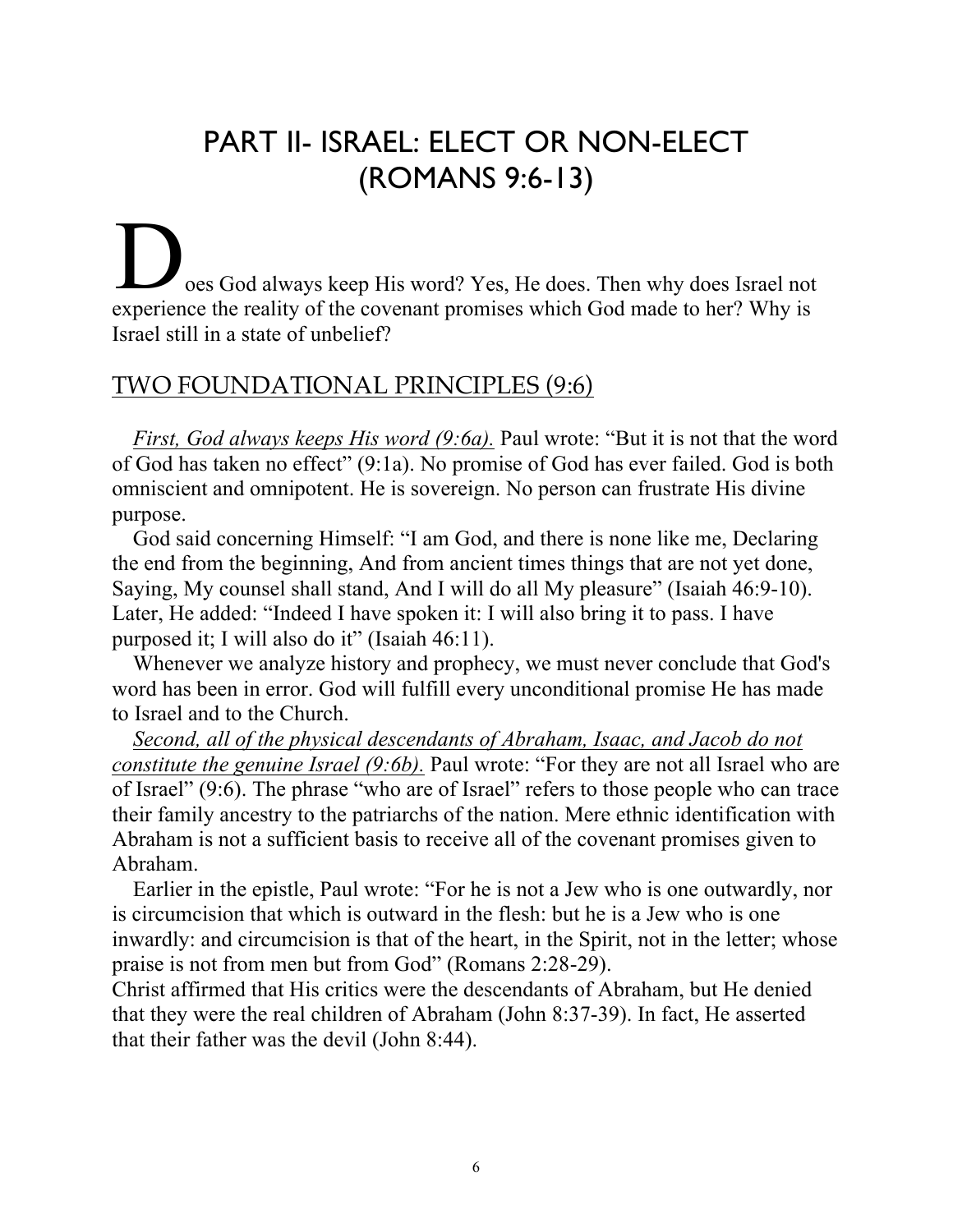# PART II- ISRAEL: ELECT OR NON-ELECT (ROMANS 9:6-13)

Does God always keep His word? Yes, He does. Then why does Israel not experience the reality of the covenant promises which God made to her? Why is Israel still in a state of unbelief?

## TWO FOUNDATIONAL PRINCIPLES (9:6)

*First, God always keeps His word (9:6a).* Paul wrote: "But it is not that the word of God has taken no effect" (9:1a). No promise of God has ever failed. God is both omniscient and omnipotent. He is sovereign. No person can frustrate His divine purpose.

God said concerning Himself: "I am God, and there is none like me, Declaring the end from the beginning, And from ancient times things that are not yet done, Saying, My counsel shall stand, And I will do all My pleasure" (Isaiah 46:9-10). Later, He added: "Indeed I have spoken it: I will also bring it to pass. I have purposed it; I will also do it" (Isaiah 46:11).

Whenever we analyze history and prophecy, we must never conclude that God's word has been in error. God will fulfill every unconditional promise He has made to Israel and to the Church.

*Second, all of the physical descendants of Abraham, Isaac, and Jacob do not constitute the genuine Israel (9:6b).* Paul wrote: "For they are not all Israel who are of Israel" (9:6). The phrase "who are of Israel" refers to those people who can trace their family ancestry to the patriarchs of the nation. Mere ethnic identification with Abraham is not a sufficient basis to receive all of the covenant promises given to Abraham.

Earlier in the epistle, Paul wrote: "For he is not a Jew who is one outwardly, nor is circumcision that which is outward in the flesh: but he is a Jew who is one inwardly: and circumcision is that of the heart, in the Spirit, not in the letter; whose praise is not from men but from God" (Romans 2:28-29).

Christ affirmed that His critics were the descendants of Abraham, but He denied that they were the real children of Abraham (John 8:37-39). In fact, He asserted that their father was the devil (John 8:44).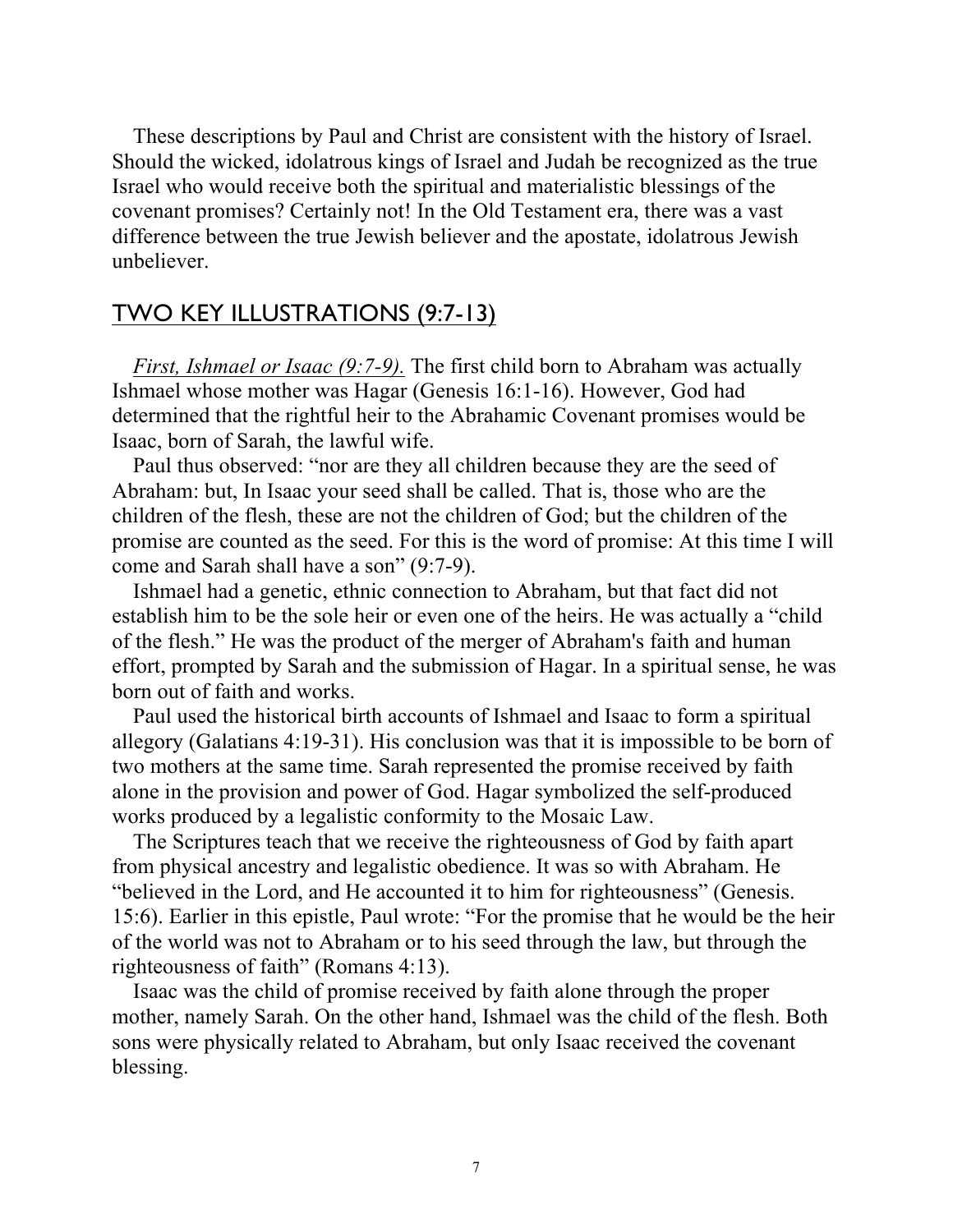These descriptions by Paul and Christ are consistent with the history of Israel. Should the wicked, idolatrous kings of Israel and Judah be recognized as the true Israel who would receive both the spiritual and materialistic blessings of the covenant promises? Certainly not! In the Old Testament era, there was a vast difference between the true Jewish believer and the apostate, idolatrous Jewish unbeliever.

## TWO KEY ILLUSTRATIONS (9:7-13)

*First, Ishmael or Isaac (9:7-9).* The first child born to Abraham was actually Ishmael whose mother was Hagar (Genesis 16:1-16). However, God had determined that the rightful heir to the Abrahamic Covenant promises would be Isaac, born of Sarah, the lawful wife.

Paul thus observed: "nor are they all children because they are the seed of Abraham: but, In Isaac your seed shall be called. That is, those who are the children of the flesh, these are not the children of God; but the children of the promise are counted as the seed. For this is the word of promise: At this time I will come and Sarah shall have a son" (9:7-9).

Ishmael had a genetic, ethnic connection to Abraham, but that fact did not establish him to be the sole heir or even one of the heirs. He was actually a "child of the flesh." He was the product of the merger of Abraham's faith and human effort, prompted by Sarah and the submission of Hagar. In a spiritual sense, he was born out of faith and works.

Paul used the historical birth accounts of Ishmael and Isaac to form a spiritual allegory (Galatians 4:19-31). His conclusion was that it is impossible to be born of two mothers at the same time. Sarah represented the promise received by faith alone in the provision and power of God. Hagar symbolized the self-produced works produced by a legalistic conformity to the Mosaic Law.

The Scriptures teach that we receive the righteousness of God by faith apart from physical ancestry and legalistic obedience. It was so with Abraham. He "believed in the Lord, and He accounted it to him for righteousness" (Genesis. 15:6). Earlier in this epistle, Paul wrote: "For the promise that he would be the heir of the world was not to Abraham or to his seed through the law, but through the righteousness of faith" (Romans 4:13).

Isaac was the child of promise received by faith alone through the proper mother, namely Sarah. On the other hand, Ishmael was the child of the flesh. Both sons were physically related to Abraham, but only Isaac received the covenant blessing.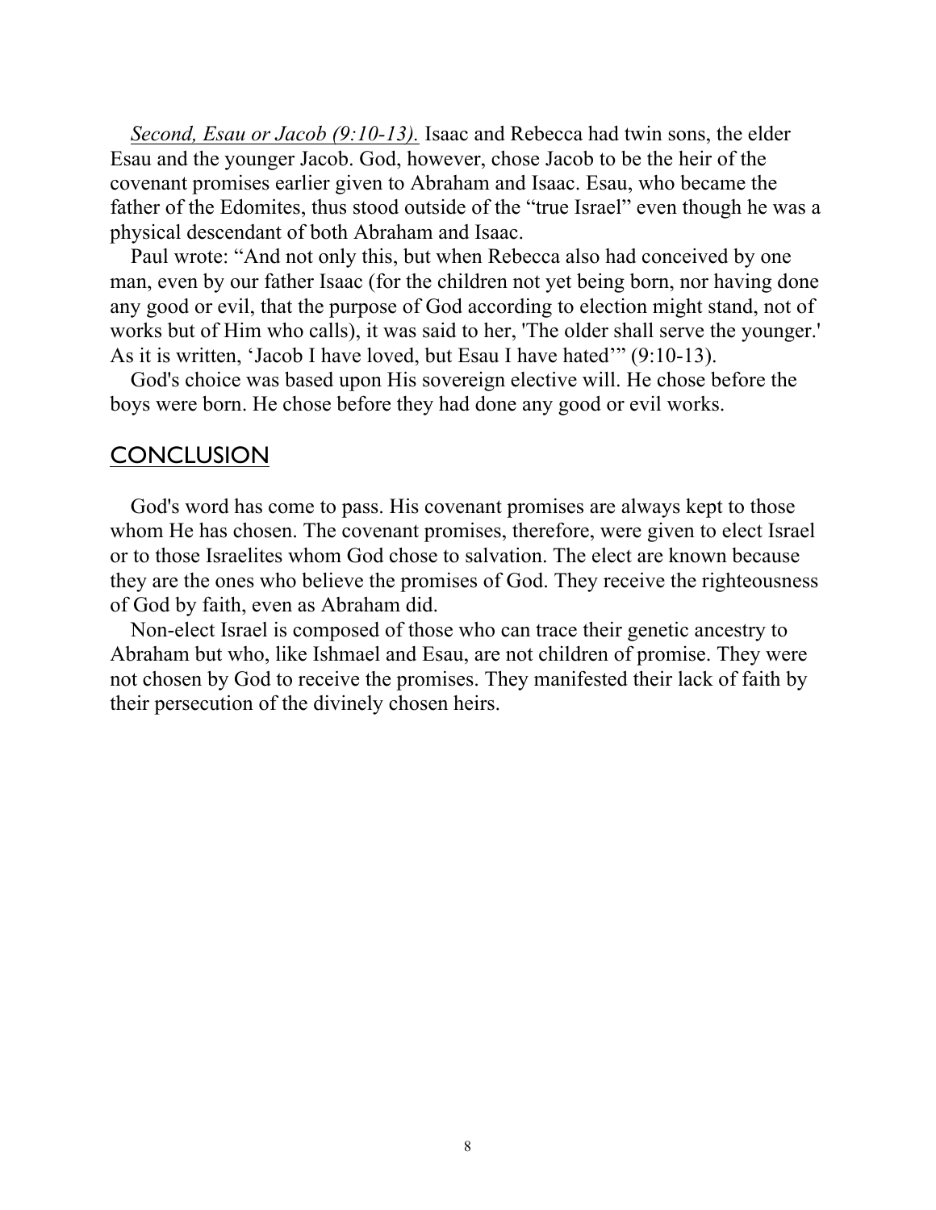*<u>Second, Esau or Jacob (9:10-13).</u>* Isaac and Rebecca had twin sons, the elder Esau and the younger Jacob. God, however, chose Jacob to be the heir of the covenant promises earlier given to Abraham and Isaac. Esau, who became the father of the Edomites, thus stood outside of the "true Israel" even though he was a physical descendant of both Abraham and Isaac.

Paul wrote: "And not only this, but when Rebecca also had conceived by one man, even by our father Isaac (for the children not yet being born, nor having done any good or evil, that the purpose of God according to election might stand, not of works but of Him who calls), it was said to her, 'The older shall serve the younger.' As it is written, 'Jacob I have loved, but Esau I have hated'" (9:10-13).

God's choice was based upon His sovereign elective will. He chose before the boys were born. He chose before they had done any good or evil works.

## <u>CONCLUSION</u>

God's word has come to pass. His covenant promises are always kept to those whom He has chosen. The covenant promises, therefore, were given to elect Israel or to those Israelites whom God chose to salvation. The elect are known because they are the ones who believe the promises of God. They receive the righteousness of God by faith, even as Abraham did.

Non-elect Israel is composed of those who can trace their genetic ancestry to Abraham but who, like Ishmael and Esau, are not children of promise. They were not chosen by God to receive the promises. They manifested their lack of faith by their persecution of the divinely chosen heirs.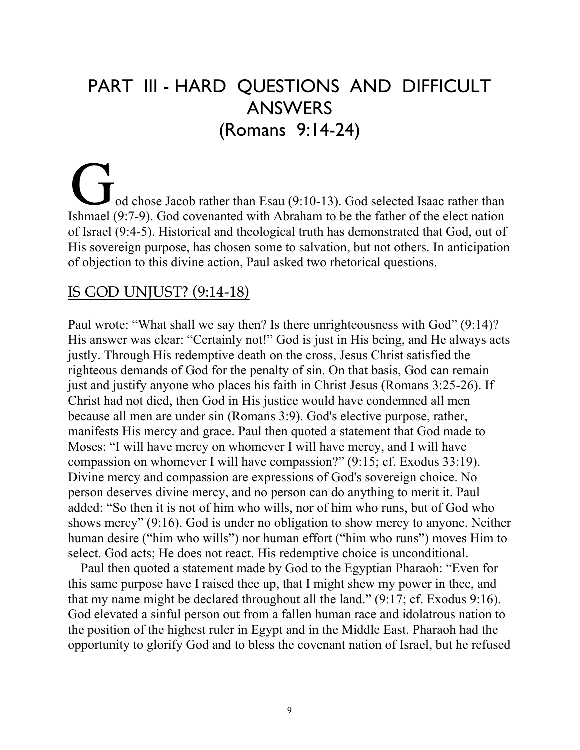# PART III - HARD QUESTIONS AND DIFFICULT ANSWERS (Romans 9:14-24)

God chose Jacob rather than Esau (9:10-13). God selected Isaac rather than Ishmael (9:7-9). God covenanted with Abraham to be the father of the elect nation of Israel (9:4-5). Historical and theological truth has demonstrated that God, out of His sovereign purpose, has chosen some to salvation, but not others. In anticipation of objection to this divine action, Paul asked two rhetorical questions.

## IS GOD UNJUST? (9:14-18)

Paul wrote: "What shall we say then? Is there unrighteousness with God" (9:14)? His answer was clear: "Certainly not!" God is just in His being, and He always acts justly. Through His redemptive death on the cross, Jesus Christ satisfied the righteous demands of God for the penalty of sin. On that basis, God can remain just and justify anyone who places his faith in Christ Jesus (Romans 3:25-26). If Christ had not died, then God in His justice would have condemned all men because all men are under sin (Romans 3:9). God's elective purpose, rather, manifests His mercy and grace. Paul then quoted a statement that God made to Moses: "I will have mercy on whomever I will have mercy, and I will have compassion on whomever I will have compassion?" (9:15; cf. Exodus 33:19). Divine mercy and compassion are expressions of God's sovereign choice. No person deserves divine mercy, and no person can do anything to merit it. Paul added: "So then it is not of him who wills, nor of him who runs, but of God who shows mercy" (9:16). God is under no obligation to show mercy to anyone. Neither human desire ("him who wills") nor human effort ("him who runs") moves Him to select. God acts; He does not react. His redemptive choice is unconditional.

Paul then quoted a statement made by God to the Egyptian Pharaoh: "Even for this same purpose have I raised thee up, that I might shew my power in thee, and that my name might be declared throughout all the land." (9:17; cf. Exodus 9:16). God elevated a sinful person out from a fallen human race and idolatrous nation to the position of the highest ruler in Egypt and in the Middle East. Pharaoh had the opportunity to glorify God and to bless the covenant nation of Israel, but he refused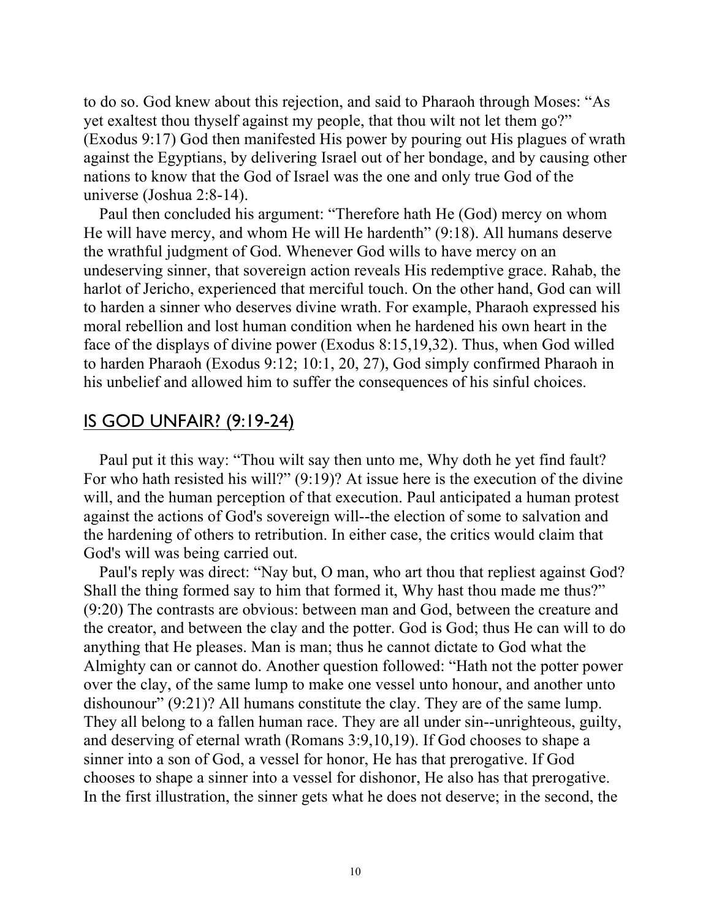to do so. God knew about this rejection, and said to Pharaoh through Moses: "As yet exaltest thou thyself against my people, that thou wilt not let them go?" (Exodus 9:17) God then manifested His power by pouring out His plagues of wrath against the Egyptians, by delivering Israel out of her bondage, and by causing other nations to know that the God of Israel was the one and only true God of the universe (Joshua 2:8-14).

Paul then concluded his argument: "Therefore hath He (God) mercy on whom He will have mercy, and whom He will He hardenth" (9:18). All humans deserve the wrathful judgment of God. Whenever God wills to have mercy on an undeserving sinner, that sovereign action reveals His redemptive grace. Rahab, the harlot of Jericho, experienced that merciful touch. On the other hand, God can will to harden a sinner who deserves divine wrath. For example, Pharaoh expressed his moral rebellion and lost human condition when he hardened his own heart in the face of the displays of divine power (Exodus 8:15,19,32). Thus, when God willed to harden Pharaoh (Exodus 9:12; 10:1, 20, 27), God simply confirmed Pharaoh in his unbelief and allowed him to suffer the consequences of his sinful choices.

## IS GOD UNFAIR? (9:19-24)

Paul put it this way: "Thou wilt say then unto me, Why doth he yet find fault? For who hath resisted his will?" (9:19)? At issue here is the execution of the divine will, and the human perception of that execution. Paul anticipated a human protest against the actions of God's sovereign will--the election of some to salvation and the hardening of others to retribution. In either case, the critics would claim that God's will was being carried out.

Paul's reply was direct: "Nay but, O man, who art thou that repliest against God? Shall the thing formed say to him that formed it, Why hast thou made me thus?" (9:20) The contrasts are obvious: between man and God, between the creature and the creator, and between the clay and the potter. God is God; thus He can will to do anything that He pleases. Man is man; thus he cannot dictate to God what the Almighty can or cannot do. Another question followed: "Hath not the potter power over the clay, of the same lump to make one vessel unto honour, and another unto dishounour" (9:21)? All humans constitute the clay. They are of the same lump. They all belong to a fallen human race. They are all under sin--unrighteous, guilty, and deserving of eternal wrath (Romans 3:9,10,19). If God chooses to shape a sinner into a son of God, a vessel for honor, He has that prerogative. If God chooses to shape a sinner into a vessel for dishonor, He also has that prerogative. In the first illustration, the sinner gets what he does not deserve; in the second, the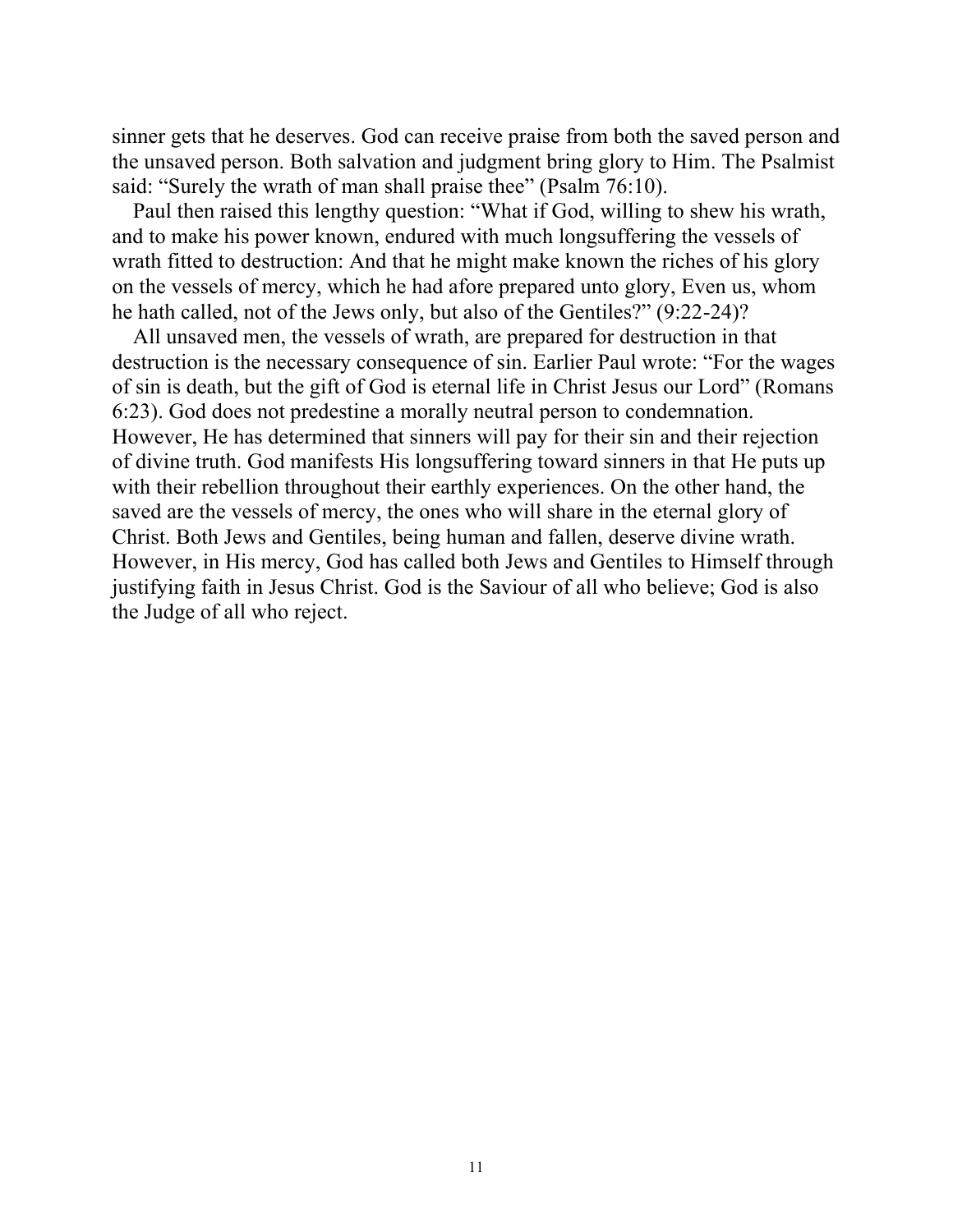sinner gets that he deserves. God can receive praise from both the saved person and the unsaved person. Both salvation and judgment bring glory to Him. The Psalmist said: "Surely the wrath of man shall praise thee" (Psalm 76:10).

Paul then raised this lengthy question: "What if God, willing to shew his wrath, and to make his power known, endured with much longsuffering the vessels of wrath fitted to destruction: And that he might make known the riches of his glory on the vessels of mercy, which he had afore prepared unto glory, Even us, whom he hath called, not of the Jews only, but also of the Gentiles?" (9:22-24)?

All unsaved men, the vessels of wrath, are prepared for destruction in that destruction is the necessary consequence of sin. Earlier Paul wrote: "For the wages of sin is death, but the gift of God is eternal life in Christ Jesus our Lord" (Romans 6:23). God does not predestine a morally neutral person to condemnation. However, He has determined that sinners will pay for their sin and their rejection of divine truth. God manifests His longsuffering toward sinners in that He puts up with their rebellion throughout their earthly experiences. On the other hand, the saved are the vessels of mercy, the ones who will share in the eternal glory of Christ. Both Jews and Gentiles, being human and fallen, deserve divine wrath. However, in His mercy, God has called both Jews and Gentiles to Himself through justifying faith in Jesus Christ. God is the Saviour of all who believe; God is also the Judge of all who reject.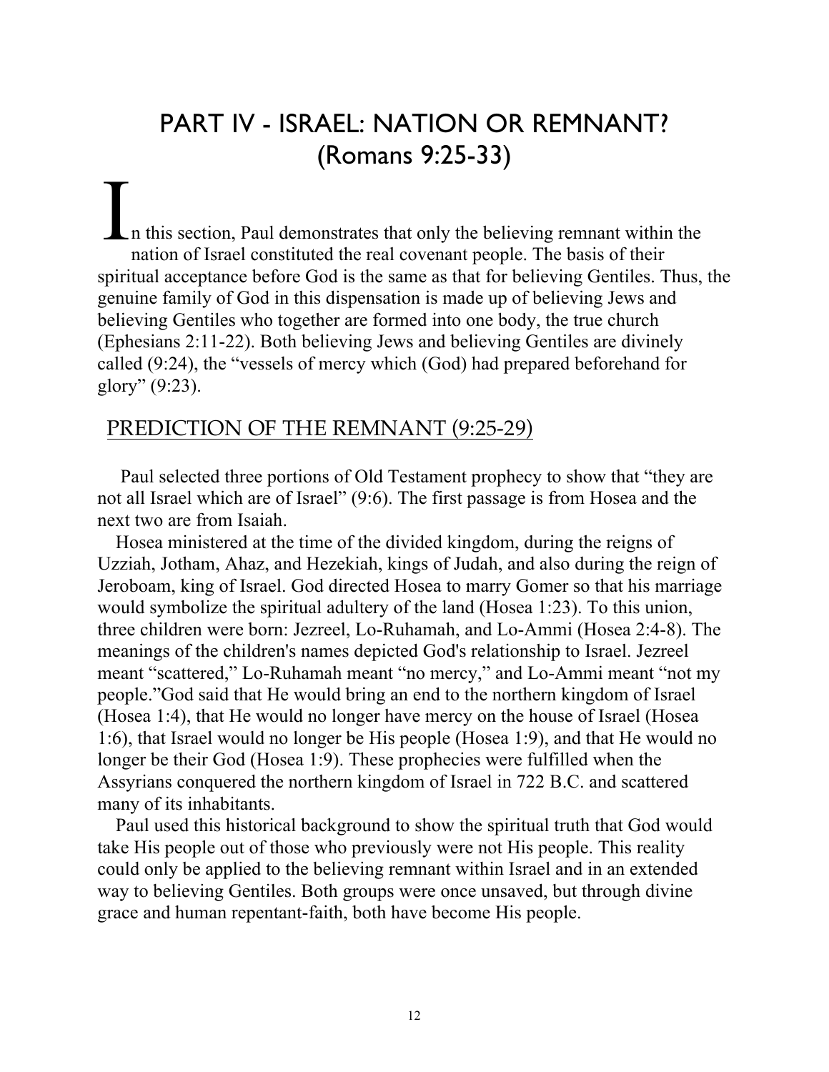# PART IV - ISRAEL: NATION OR REMNANT? (Romans 9:25-33)

In this section, Paul demonstrates that only the believing remnant within the nation of Israel constituted the real covenant people. The basis of their spiritual acceptance before God is the same as that for believing Gentiles. Thus, the genuine family of God in this dispensation is made up of believing Jews and believing Gentiles who together are formed into one body, the true church (Ephesians 2:11-22). Both believing Jews and believing Gentiles are divinely called (9:24), the "vessels of mercy which (God) had prepared beforehand for glory" (9:23).

## PREDICTION OF THE REMNANT (9:25-29)

Paul selected three portions of Old Testament prophecy to show that "they are not all Israel which are of Israel" (9:6). The first passage is from Hosea and the next two are from Isaiah.

Hosea ministered at the time of the divided kingdom, during the reigns of Uzziah, Jotham, Ahaz, and Hezekiah, kings of Judah, and also during the reign of Jeroboam, king of Israel. God directed Hosea to marry Gomer so that his marriage would symbolize the spiritual adultery of the land (Hosea 1:23). To this union, three children were born: Jezreel, Lo-Ruhamah, and Lo-Ammi (Hosea 2:4-8). The meanings of the children's names depicted God's relationship to Israel. Jezreel meant "scattered," Lo-Ruhamah meant "no mercy," and Lo-Ammi meant "not my people."God said that He would bring an end to the northern kingdom of Israel (Hosea 1:4), that He would no longer have mercy on the house of Israel (Hosea 1:6), that Israel would no longer be His people (Hosea 1:9), and that He would no longer be their God (Hosea 1:9). These prophecies were fulfilled when the Assyrians conquered the northern kingdom of Israel in 722 B.C. and scattered many of its inhabitants.

Paul used this historical background to show the spiritual truth that God would take His people out of those who previously were not His people. This reality could only be applied to the believing remnant within Israel and in an extended way to believing Gentiles. Both groups were once unsaved, but through divine grace and human repentant-faith, both have become His people.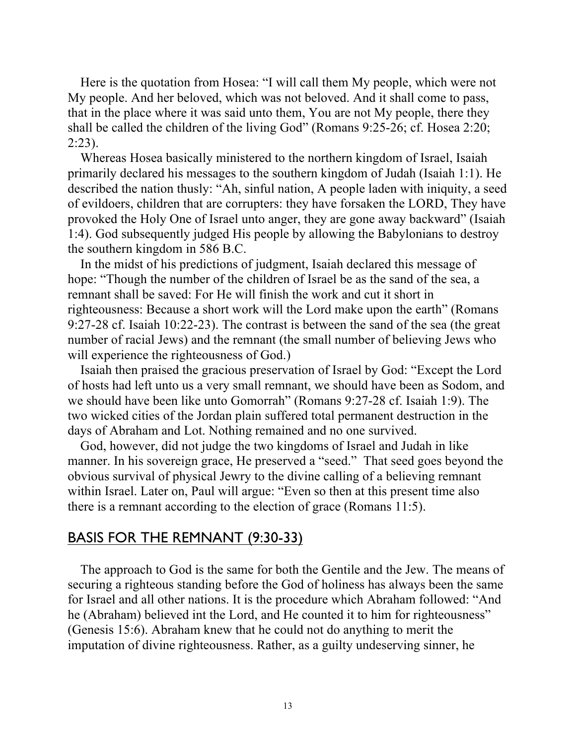Here is the quotation from Hosea: "I will call them My people, which were not My people. And her beloved, which was not beloved. And it shall come to pass, that in the place where it was said unto them, You are not My people, there they shall be called the children of the living God" (Romans 9:25-26; cf. Hosea 2:20; 2:23).

Whereas Hosea basically ministered to the northern kingdom of Israel, Isaiah primarily declared his messages to the southern kingdom of Judah (Isaiah 1:1). He described the nation thusly: "Ah, sinful nation, A people laden with iniquity, a seed of evildoers, children that are corrupters: they have forsaken the LORD, They have provoked the Holy One of Israel unto anger, they are gone away backward" (Isaiah 1:4). God subsequently judged His people by allowing the Babylonians to destroy the southern kingdom in 586 B.C.

In the midst of his predictions of judgment, Isaiah declared this message of hope: "Though the number of the children of Israel be as the sand of the sea, a remnant shall be saved: For He will finish the work and cut it short in righteousness: Because a short work will the Lord make upon the earth" (Romans 9:27-28 cf. Isaiah 10:22-23). The contrast is between the sand of the sea (the great number of racial Jews) and the remnant (the small number of believing Jews who will experience the righteousness of God.)

Isaiah then praised the gracious preservation of Israel by God: "Except the Lord of hosts had left unto us a very small remnant, we should have been as Sodom, and we should have been like unto Gomorrah" (Romans 9:27-28 cf. Isaiah 1:9). The two wicked cities of the Jordan plain suffered total permanent destruction in the days of Abraham and Lot. Nothing remained and no one survived.

God, however, did not judge the two kingdoms of Israel and Judah in like manner. In his sovereign grace, He preserved a "seed." That seed goes beyond the obvious survival of physical Jewry to the divine calling of a believing remnant within Israel. Later on, Paul will argue: "Even so then at this present time also there is a remnant according to the election of grace (Romans 11:5).

## BASIS FOR THE REMNANT (9:30-33)

The approach to God is the same for both the Gentile and the Jew. The means of securing a righteous standing before the God of holiness has always been the same for Israel and all other nations. It is the procedure which Abraham followed: "And he (Abraham) believed int the Lord, and He counted it to him for righteousness" (Genesis 15:6). Abraham knew that he could not do anything to merit the imputation of divine righteousness. Rather, as a guilty undeserving sinner, he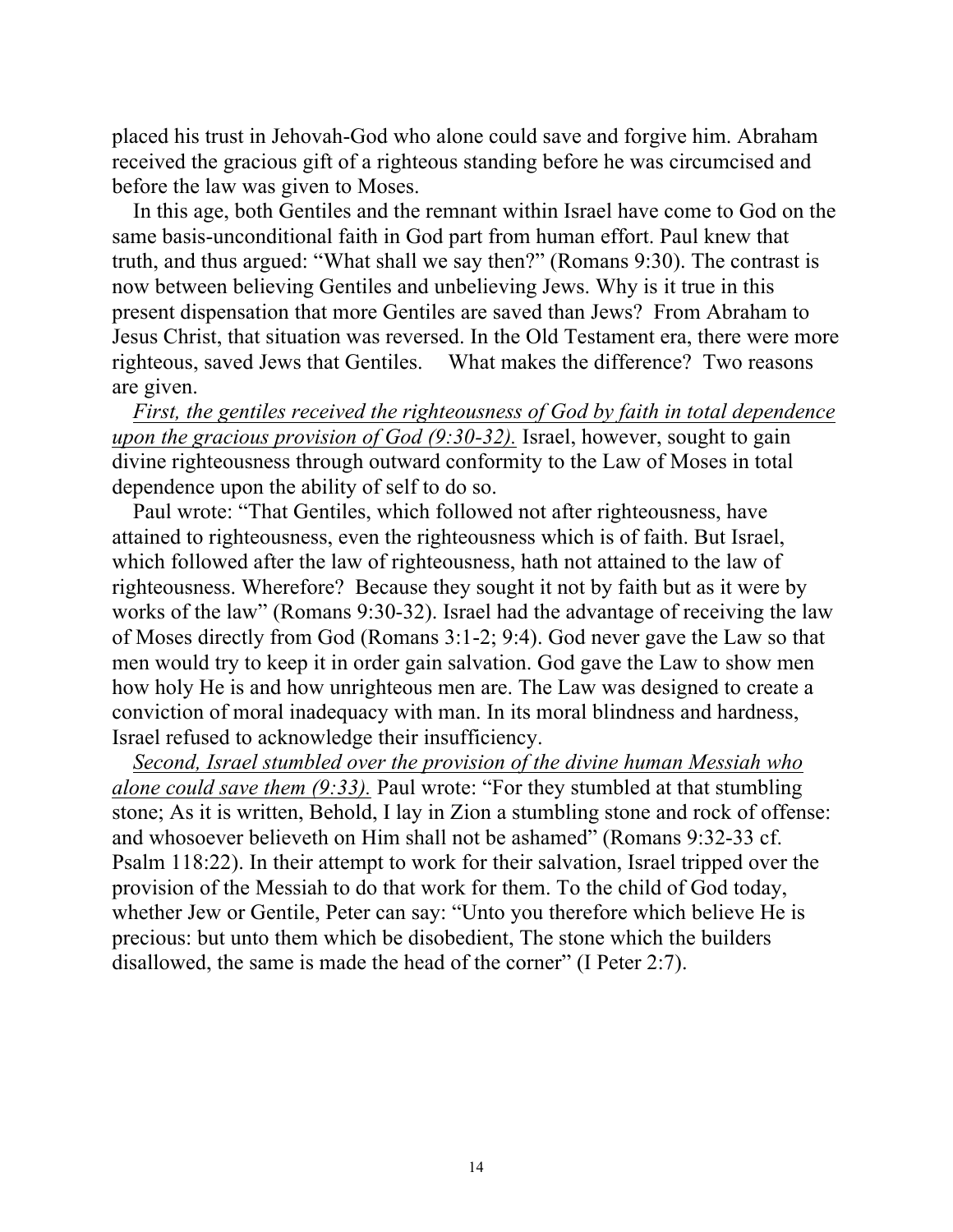placed his trust in Jehovah-God who alone could save and forgive him. Abraham received the gracious gift of a righteous standing before he was circumcised and before the law was given to Moses.

In this age, both Gentiles and the remnant within Israel have come to God on the same basis-unconditional faith in God part from human effort. Paul knew that truth, and thus argued: "What shall we say then?" (Romans 9:30). The contrast is now between believing Gentiles and unbelieving Jews. Why is it true in this present dispensation that more Gentiles are saved than Jews? From Abraham to Jesus Christ, that situation was reversed. In the Old Testament era, there were more righteous, saved Jews that Gentiles. What makes the difference? Two reasons are given.

_First, the gentiles received the righteousness of God by faith in total dependence upon the gracious provision of God (9:30-32)._ Israel, however, sought to gain divine righteousness through outward conformity to the Law of Moses in total dependence upon the ability of self to do so.

Paul wrote: "That Gentiles, which followed not after righteousness, have attained to righteousness, even the righteousness which is of faith. But Israel, which followed after the law of righteousness, hath not attained to the law of righteousness. Wherefore? Because they sought it not by faith but as it were by works of the law" (Romans 9:30-32). Israel had the advantage of receiving the law of Moses directly from God (Romans 3:1-2; 9:4). God never gave the Law so that men would try to keep it in order gain salvation. God gave the Law to show men how holy He is and how unrighteous men are. The Law was designed to create a conviction of moral inadequacy with man. In its moral blindness and hardness, Israel refused to acknowledge their insufficiency.

_Second, Israel stumbled over the provision of the divine human Messiah who alone could save them (9:33)._ Paul wrote: "For they stumbled at that stumbling stone; As it is written, Behold, I lay in Zion a stumbling stone and rock of offense: and whosoever believeth on Him shall not be ashamed" (Romans 9:32-33 cf. Psalm 118:22). In their attempt to work for their salvation, Israel tripped over the provision of the Messiah to do that work for them. To the child of God today, whether Jew or Gentile, Peter can say: "Unto you therefore which believe He is precious: but unto them which be disobedient, The stone which the builders disallowed, the same is made the head of the corner" (I Peter 2:7).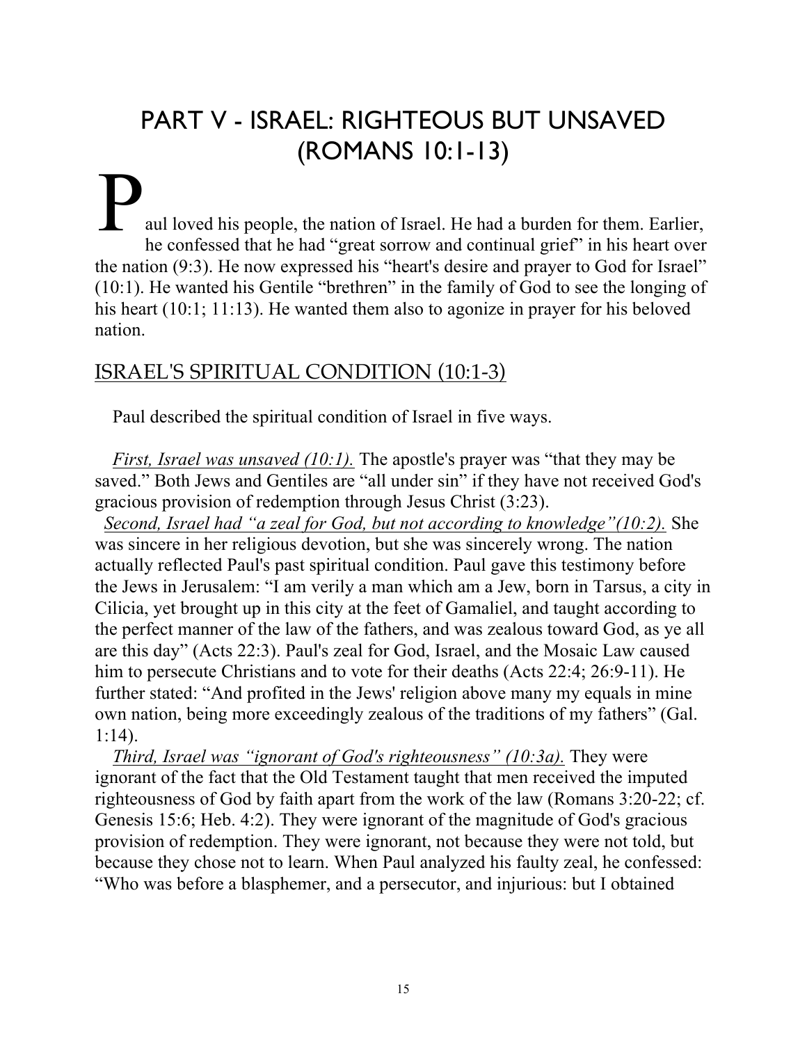# PART V - ISRAEL: RIGHTEOUS BUT UNSAVED (ROMANS 10:1-13)

Paul loved his people, the nation of Israel. He had a burden for them. Earlier, he confessed that he had "great sorrow and continual grief" in his heart over the nation (9:3). He now expressed his "heart's desire and prayer to God for Israel" (10:1). He wanted his Gentile "brethren" in the family of God to see the longing of his heart (10:1; 11:13). He wanted them also to agonize in prayer for his beloved nation.

## ISRAEL'S SPIRITUAL CONDITION (10:1-3)

Paul described the spiritual condition of Israel in five ways.

*First, Israel was unsaved (10:1).* The apostle's prayer was "that they may be saved." Both Jews and Gentiles are "all under sin" if they have not received God's gracious provision of redemption through Jesus Christ (3:23).

*Second, Israel had "a zeal for God, but not according to knowledge"(10:2).* She was sincere in her religious devotion, but she was sincerely wrong. The nation actually reflected Paul's past spiritual condition. Paul gave this testimony before the Jews in Jerusalem: "I am verily a man which am a Jew, born in Tarsus, a city in Cilicia, yet brought up in this city at the feet of Gamaliel, and taught according to the perfect manner of the law of the fathers, and was zealous toward God, as ye all are this day" (Acts 22:3). Paul's zeal for God, Israel, and the Mosaic Law caused him to persecute Christians and to vote for their deaths (Acts 22:4; 26:9-11). He further stated: "And profited in the Jews' religion above many my equals in mine own nation, being more exceedingly zealous of the traditions of my fathers" (Gal. 1:14).

*Third, Israel was "ignorant of God's righteousness" (10:3a).* They were ignorant of the fact that the Old Testament taught that men received the imputed righteousness of God by faith apart from the work of the law (Romans 3:20-22; cf. Genesis 15:6; Heb. 4:2). They were ignorant of the magnitude of God's gracious provision of redemption. They were ignorant, not because they were not told, but because they chose not to learn. When Paul analyzed his faulty zeal, he confessed: "Who was before a blasphemer, and a persecutor, and injurious: but I obtained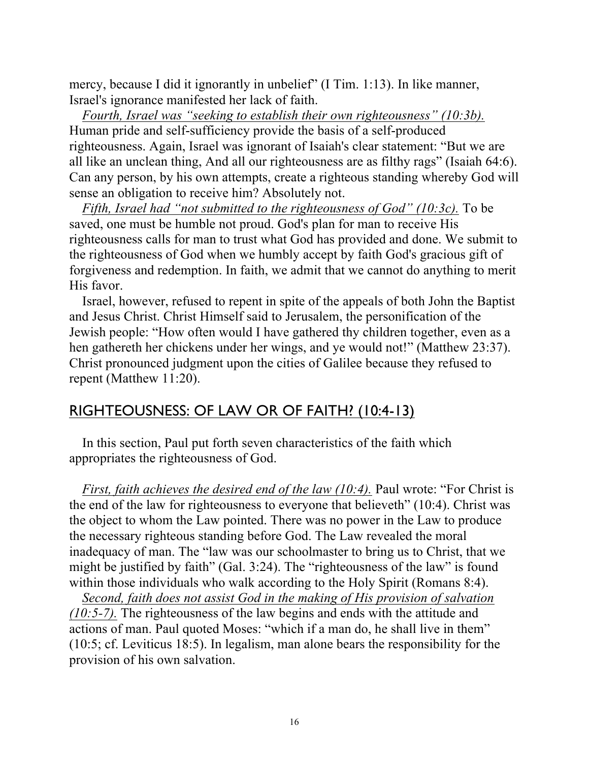mercy, because I did it ignorantly in unbelief" (I Tim. 1:13). In like manner, Israel's ignorance manifested her lack of faith.

*Fourth, Israel was "seeking to establish their own righteousness" (10:3b).* Human pride and self-sufficiency provide the basis of a self-produced righteousness. Again, Israel was ignorant of Isaiah's clear statement: "But we are all like an unclean thing, And all our righteousness are as filthy rags" (Isaiah 64:6). Can any person, by his own attempts, create a righteous standing whereby God will sense an obligation to receive him? Absolutely not.

*Fifth, Israel had "not submitted to the righteousness of God" (10:3c).* To be saved, one must be humble not proud. God's plan for man to receive His righteousness calls for man to trust what God has provided and done. We submit to the righteousness of God when we humbly accept by faith God's gracious gift of forgiveness and redemption. In faith, we admit that we cannot do anything to merit His favor.

Israel, however, refused to repent in spite of the appeals of both John the Baptist and Jesus Christ. Christ Himself said to Jerusalem, the personification of the Jewish people: "How often would I have gathered thy children together, even as a hen gathereth her chickens under her wings, and ye would not!" (Matthew 23:37). Christ pronounced judgment upon the cities of Galilee because they refused to repent (Matthew 11:20).

## RIGHTEOUSNESS: OF LAW OR OF FAITH? (10:4-13)

In this section, Paul put forth seven characteristics of the faith which appropriates the righteousness of God.

*First, faith achieves the desired end of the law (10:4).* Paul wrote: "For Christ is the end of the law for righteousness to everyone that believeth" (10:4). Christ was the object to whom the Law pointed. There was no power in the Law to produce the necessary righteous standing before God. The Law revealed the moral inadequacy of man. The "law was our schoolmaster to bring us to Christ, that we might be justified by faith" (Gal. 3:24). The "righteousness of the law" is found within those individuals who walk according to the Holy Spirit (Romans 8:4).

*Second, faith does not assist God in the making of His provision of salvation (10:5-7).* The righteousness of the law begins and ends with the attitude and actions of man. Paul quoted Moses: "which if a man do, he shall live in them" (10:5; cf. Leviticus 18:5). In legalism, man alone bears the responsibility for the provision of his own salvation.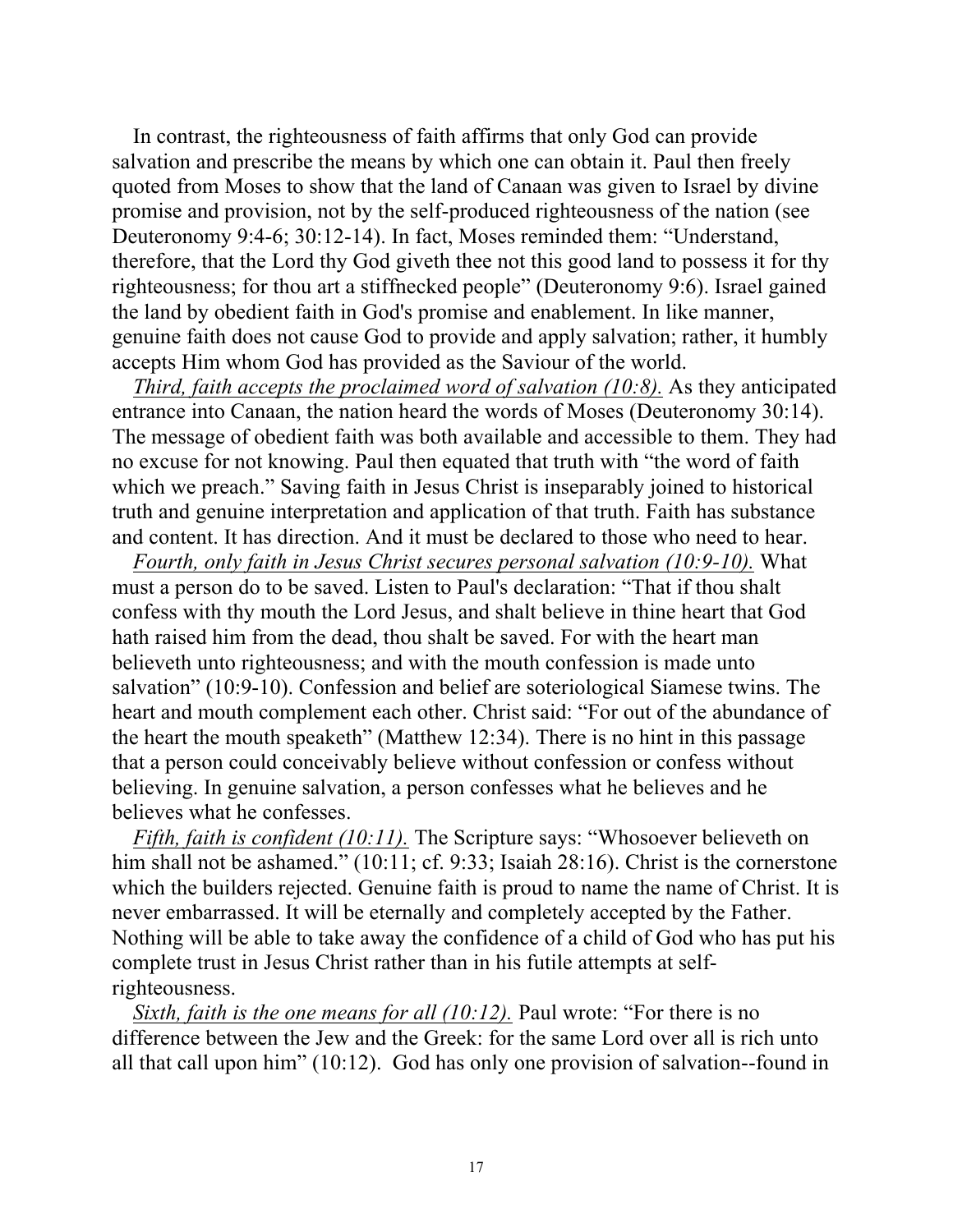In contrast, the righteousness of faith affirms that only God can provide salvation and prescribe the means by which one can obtain it. Paul then freely quoted from Moses to show that the land of Canaan was given to Israel by divine promise and provision, not by the self-produced righteousness of the nation (see Deuteronomy 9:4-6; 30:12-14). In fact, Moses reminded them: "Understand, therefore, that the Lord thy God giveth thee not this good land to possess it for thy righteousness; for thou art a stiffnecked people" (Deuteronomy 9:6). Israel gained the land by obedient faith in God's promise and enablement. In like manner, genuine faith does not cause God to provide and apply salvation; rather, it humbly accepts Him whom God has provided as the Saviour of the world.

*Third, faith accepts the proclaimed word of salvation (10:8).* As they anticipated entrance into Canaan, the nation heard the words of Moses (Deuteronomy 30:14). The message of obedient faith was both available and accessible to them. They had no excuse for not knowing. Paul then equated that truth with "the word of faith which we preach." Saving faith in Jesus Christ is inseparably joined to historical truth and genuine interpretation and application of that truth. Faith has substance and content. It has direction. And it must be declared to those who need to hear.

*Fourth, only faith in Jesus Christ secures personal salvation (10:9-10).* What must a person do to be saved. Listen to Paul's declaration: "That if thou shalt confess with thy mouth the Lord Jesus, and shalt believe in thine heart that God hath raised him from the dead, thou shalt be saved. For with the heart man believeth unto righteousness; and with the mouth confession is made unto salvation" (10:9-10). Confession and belief are soteriological Siamese twins. The heart and mouth complement each other. Christ said: "For out of the abundance of the heart the mouth speaketh" (Matthew 12:34). There is no hint in this passage that a person could conceivably believe without confession or confess without believing. In genuine salvation, a person confesses what he believes and he believes what he confesses.

*Fifth, faith is confident (10:11).* The Scripture says: "Whosoever believeth on him shall not be ashamed." (10:11; cf. 9:33; Isaiah 28:16). Christ is the cornerstone which the builders rejected. Genuine faith is proud to name the name of Christ. It is never embarrassed. It will be eternally and completely accepted by the Father. Nothing will be able to take away the confidence of a child of God who has put his complete trust in Jesus Christ rather than in his futile attempts at self-righteousness.

*Sixth, faith is the one means for all (10:12).* Paul wrote: "For there is no difference between the Jew and the Greek: for the same Lord over all is rich unto all that call upon him" (10:12). God has only one provision of salvation--found in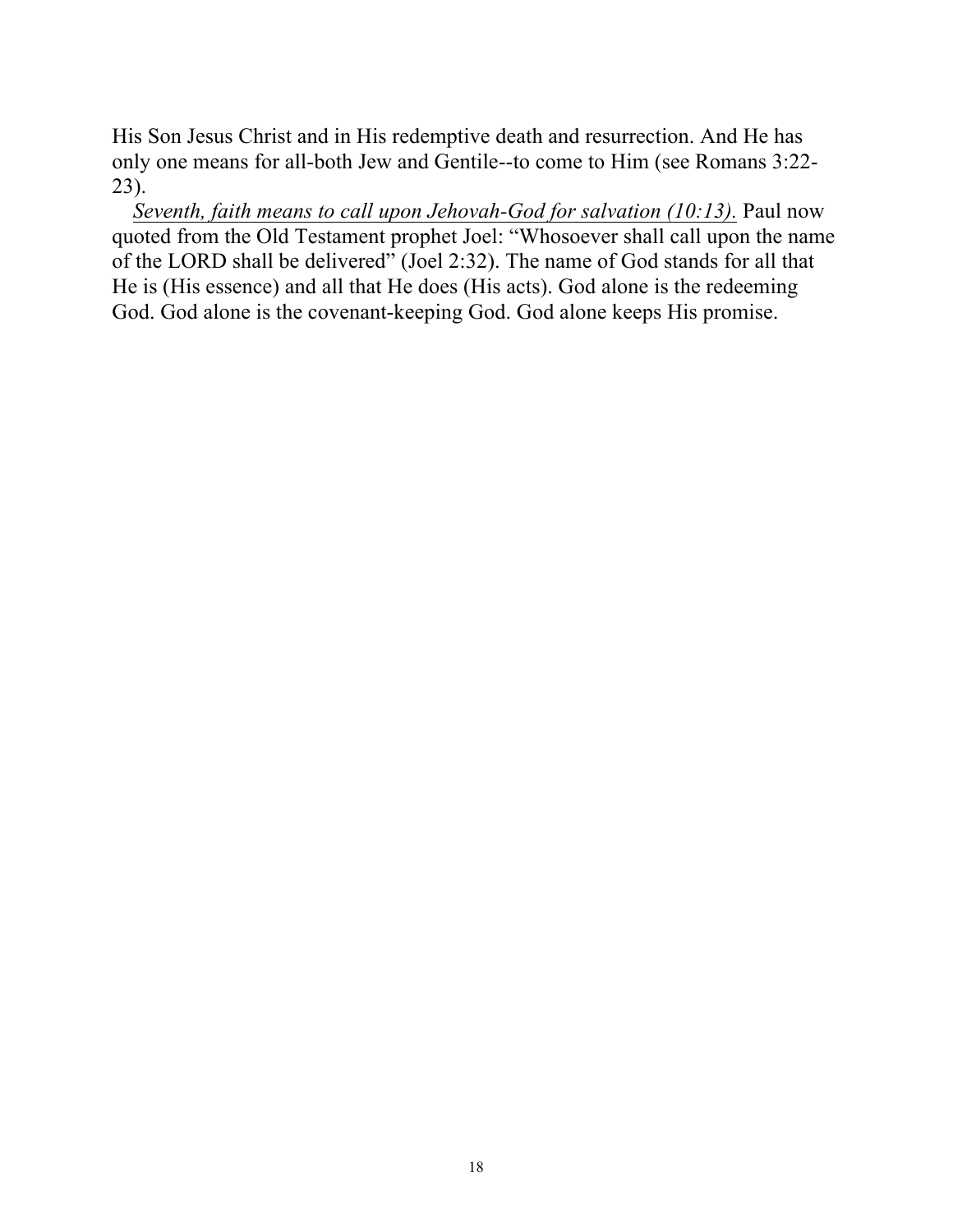His Son Jesus Christ and in His redemptive death and resurrection. And He has only one means for all-both Jew and Gentile--to come to Him (see Romans 3:22-23).

*Seventh, faith means to call upon Jehovah-God for salvation (10:13).* Paul now quoted from the Old Testament prophet Joel: "Whosoever shall call upon the name of the LORD shall be delivered" (Joel 2:32). The name of God stands for all that He is (His essence) and all that He does (His acts). God alone is the redeeming God. God alone is the covenant-keeping God. God alone keeps His promise.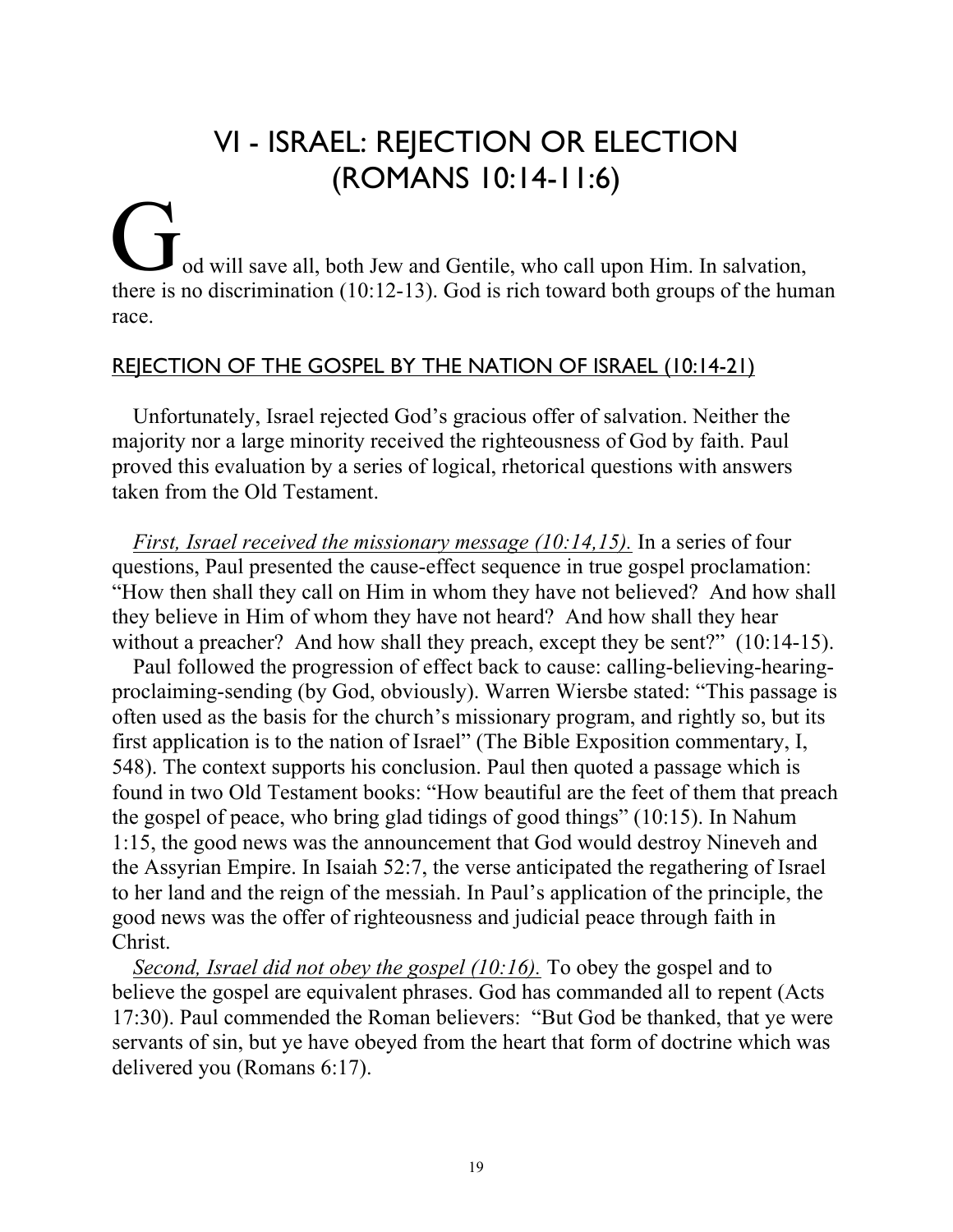# VI - ISRAEL: REJECTION OR ELECTION (ROMANS 10:14-11:6)

God will save all, both Jew and Gentile, who call upon Him. In salvation, there is no discrimination (10:12-13). God is rich toward both groups of the human race.

## REJECTION OF THE GOSPEL BY THE NATION OF ISRAEL (10:14-21)

Unfortunately, Israel rejected God's gracious offer of salvation. Neither the majority nor a large minority received the righteousness of God by faith. Paul proved this evaluation by a series of logical, rhetorical questions with answers taken from the Old Testament.

*First, Israel received the missionary message (10:14,15).* In a series of four questions, Paul presented the cause-effect sequence in true gospel proclamation: "How then shall they call on Him in whom they have not believed? And how shall they believe in Him of whom they have not heard? And how shall they hear without a preacher? And how shall they preach, except they be sent?" (10:14-15).

Paul followed the progression of effect back to cause: calling-believing-hearing-proclaiming-sending (by God, obviously). Warren Wiersbe stated: "This passage is often used as the basis for the church's missionary program, and rightly so, but its first application is to the nation of Israel" (The Bible Exposition commentary, I, 548). The context supports his conclusion. Paul then quoted a passage which is found in two Old Testament books: "How beautiful are the feet of them that preach the gospel of peace, who bring glad tidings of good things" (10:15). In Nahum 1:15, the good news was the announcement that God would destroy Nineveh and the Assyrian Empire. In Isaiah 52:7, the verse anticipated the regathering of Israel to her land and the reign of the messiah. In Paul's application of the principle, the good news was the offer of righteousness and judicial peace through faith in Christ.

*Second, Israel did not obey the gospel (10:16).* To obey the gospel and to believe the gospel are equivalent phrases. God has commanded all to repent (Acts 17:30). Paul commended the Roman believers: "But God be thanked, that ye were servants of sin, but ye have obeyed from the heart that form of doctrine which was delivered you (Romans 6:17).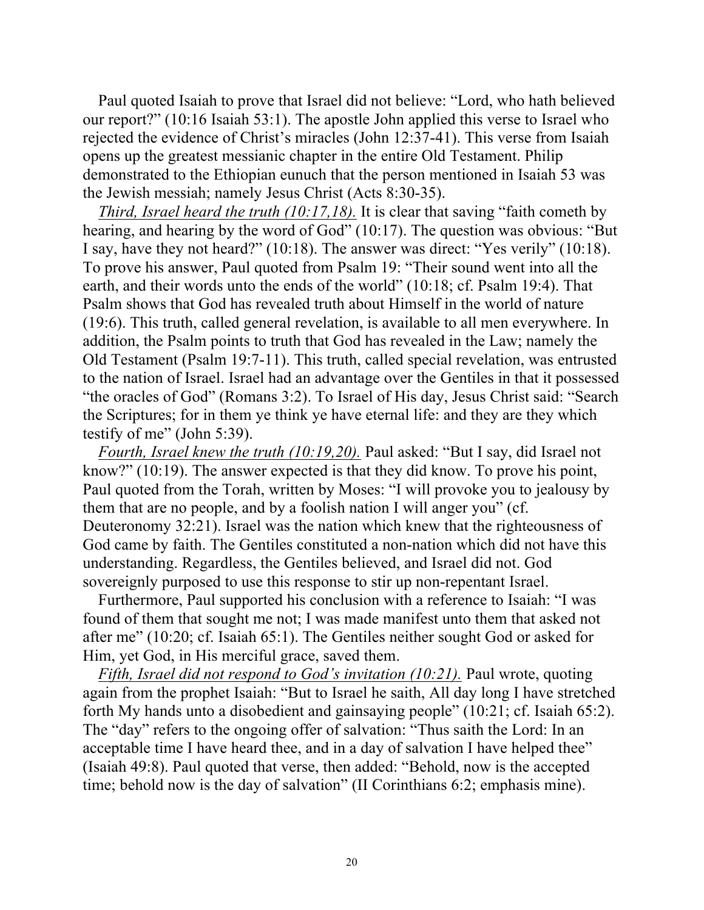Paul quoted Isaiah to prove that Israel did not believe: "Lord, who hath believed our report?" (10:16 Isaiah 53:1). The apostle John applied this verse to Israel who rejected the evidence of Christ's miracles (John 12:37-41). This verse from Isaiah opens up the greatest messianic chapter in the entire Old Testament. Philip demonstrated to the Ethiopian eunuch that the person mentioned in Isaiah 53 was the Jewish messiah; namely Jesus Christ (Acts 8:30-35).

*Third, Israel heard the truth (10:17,18).* It is clear that saving "faith cometh by hearing, and hearing by the word of God" (10:17). The question was obvious: "But I say, have they not heard?" (10:18). The answer was direct: "Yes verily" (10:18). To prove his answer, Paul quoted from Psalm 19: "Their sound went into all the earth, and their words unto the ends of the world" (10:18; cf. Psalm 19:4). That Psalm shows that God has revealed truth about Himself in the world of nature (19:6). This truth, called general revelation, is available to all men everywhere. In addition, the Psalm points to truth that God has revealed in the Law; namely the Old Testament (Psalm 19:7-11). This truth, called special revelation, was entrusted to the nation of Israel. Israel had an advantage over the Gentiles in that it possessed "the oracles of God" (Romans 3:2). To Israel of His day, Jesus Christ said: "Search the Scriptures; for in them ye think ye have eternal life: and they are they which testify of me" (John 5:39).

*Fourth, Israel knew the truth (10:19,20).* Paul asked: "But I say, did Israel not know?" (10:19). The answer expected is that they did know. To prove his point, Paul quoted from the Torah, written by Moses: "I will provoke you to jealousy by them that are no people, and by a foolish nation I will anger you" (cf. Deuteronomy 32:21). Israel was the nation which knew that the righteousness of God came by faith. The Gentiles constituted a non-nation which did not have this understanding. Regardless, the Gentiles believed, and Israel did not. God sovereignly purposed to use this response to stir up non-repentant Israel.

Furthermore, Paul supported his conclusion with a reference to Isaiah: "I was found of them that sought me not; I was made manifest unto them that asked not after me" (10:20; cf. Isaiah 65:1). The Gentiles neither sought God or asked for Him, yet God, in His merciful grace, saved them.

*Fifth, Israel did not respond to God's invitation (10:21).* Paul wrote, quoting again from the prophet Isaiah: "But to Israel he saith, All day long I have stretched forth My hands unto a disobedient and gainsaying people" (10:21; cf. Isaiah 65:2). The "day" refers to the ongoing offer of salvation: "Thus saith the Lord: In an acceptable time I have heard thee, and in a day of salvation I have helped thee" (Isaiah 49:8). Paul quoted that verse, then added: "Behold, now is the accepted time; behold now is the day of salvation" (II Corinthians 6:2; emphasis mine).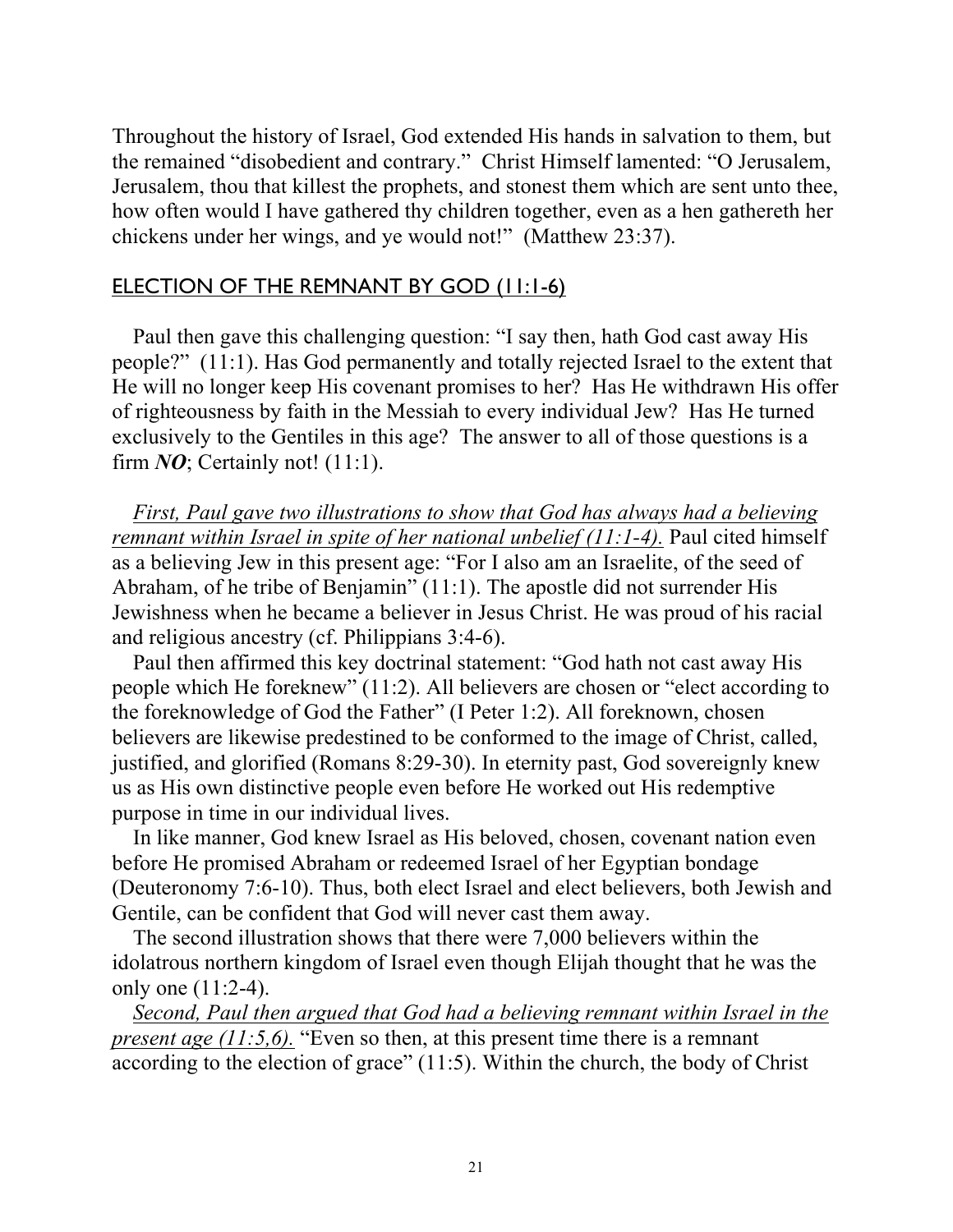Throughout the history of Israel, God extended His hands in salvation to them, but the remained "disobedient and contrary." Christ Himself lamented: "O Jerusalem, Jerusalem, thou that killest the prophets, and stonest them which are sent unto thee, how often would I have gathered thy children together, even as a hen gathereth her chickens under her wings, and ye would not!" (Matthew 23:37).

## ELECTION OF THE REMNANT BY GOD (11:1-6)

Paul then gave this challenging question: "I say then, hath God cast away His people?" (11:1). Has God permanently and totally rejected Israel to the extent that He will no longer keep His covenant promises to her? Has He withdrawn His offer of righteousness by faith in the Messiah to every individual Jew? Has He turned exclusively to the Gentiles in this age? The answer to all of those questions is a firm ***NO***; Certainly not! (11:1).

*First, Paul gave two illustrations to show that God has always had a believing remnant within Israel in spite of her national unbelief (11:1-4).* Paul cited himself as a believing Jew in this present age: "For I also am an Israelite, of the seed of Abraham, of he tribe of Benjamin" (11:1). The apostle did not surrender His Jewishness when he became a believer in Jesus Christ. He was proud of his racial and religious ancestry (cf. Philippians 3:4-6).

Paul then affirmed this key doctrinal statement: "God hath not cast away His people which He foreknew" (11:2). All believers are chosen or "elect according to the foreknowledge of God the Father" (I Peter 1:2). All foreknown, chosen believers are likewise predestined to be conformed to the image of Christ, called, justified, and glorified (Romans 8:29-30). In eternity past, God sovereignly knew us as His own distinctive people even before He worked out His redemptive purpose in time in our individual lives.

In like manner, God knew Israel as His beloved, chosen, covenant nation even before He promised Abraham or redeemed Israel of her Egyptian bondage (Deuteronomy 7:6-10). Thus, both elect Israel and elect believers, both Jewish and Gentile, can be confident that God will never cast them away.

The second illustration shows that there were 7,000 believers within the idolatrous northern kingdom of Israel even though Elijah thought that he was the only one (11:2-4).

*Second, Paul then argued that God had a believing remnant within Israel in the present age (11:5,6).* "Even so then, at this present time there is a remnant according to the election of grace" (11:5). Within the church, the body of Christ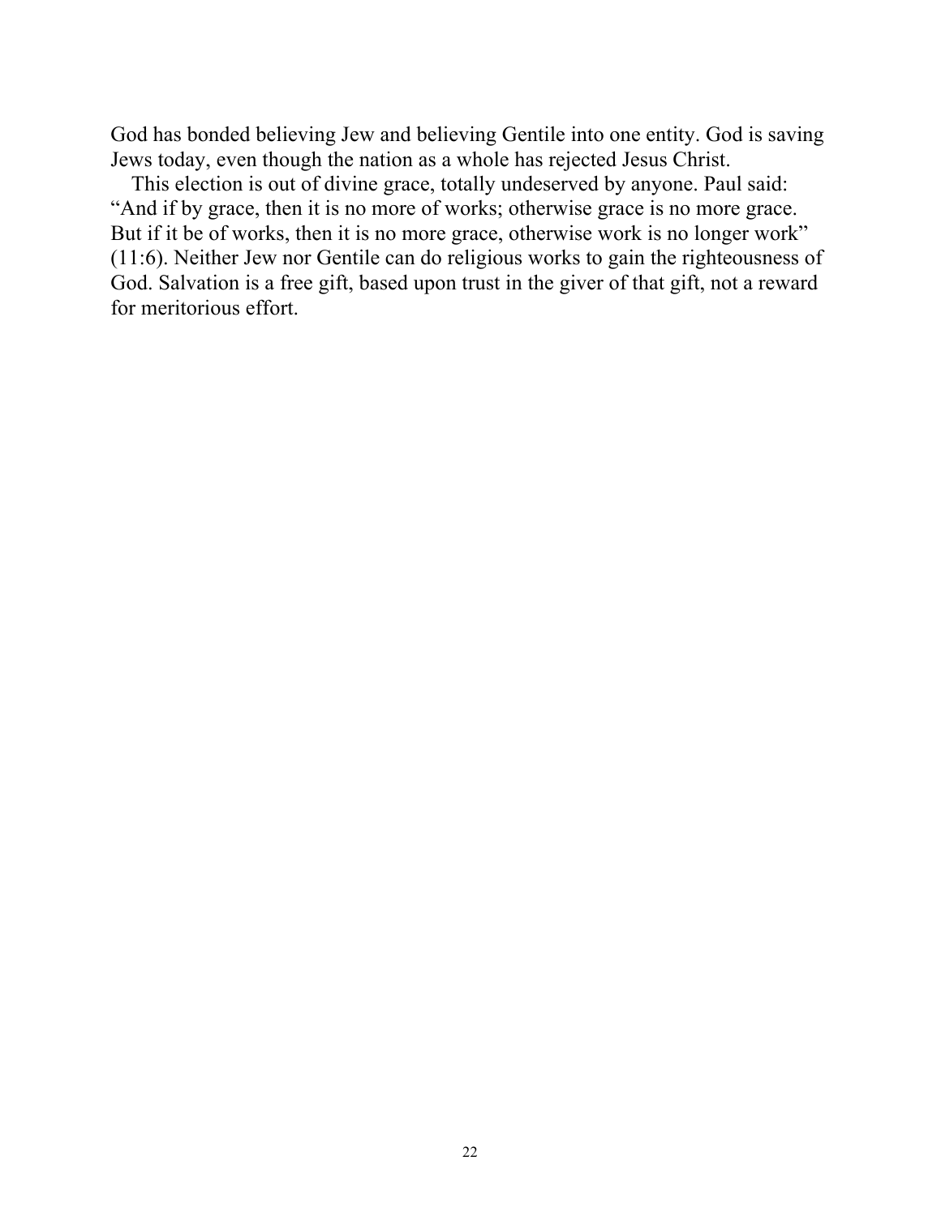God has bonded believing Jew and believing Gentile into one entity. God is saving Jews today, even though the nation as a whole has rejected Jesus Christ.

This election is out of divine grace, totally undeserved by anyone. Paul said: "And if by grace, then it is no more of works; otherwise grace is no more grace. But if it be of works, then it is no more grace, otherwise work is no longer work" (11:6). Neither Jew nor Gentile can do religious works to gain the righteousness of God. Salvation is a free gift, based upon trust in the giver of that gift, not a reward for meritorious effort.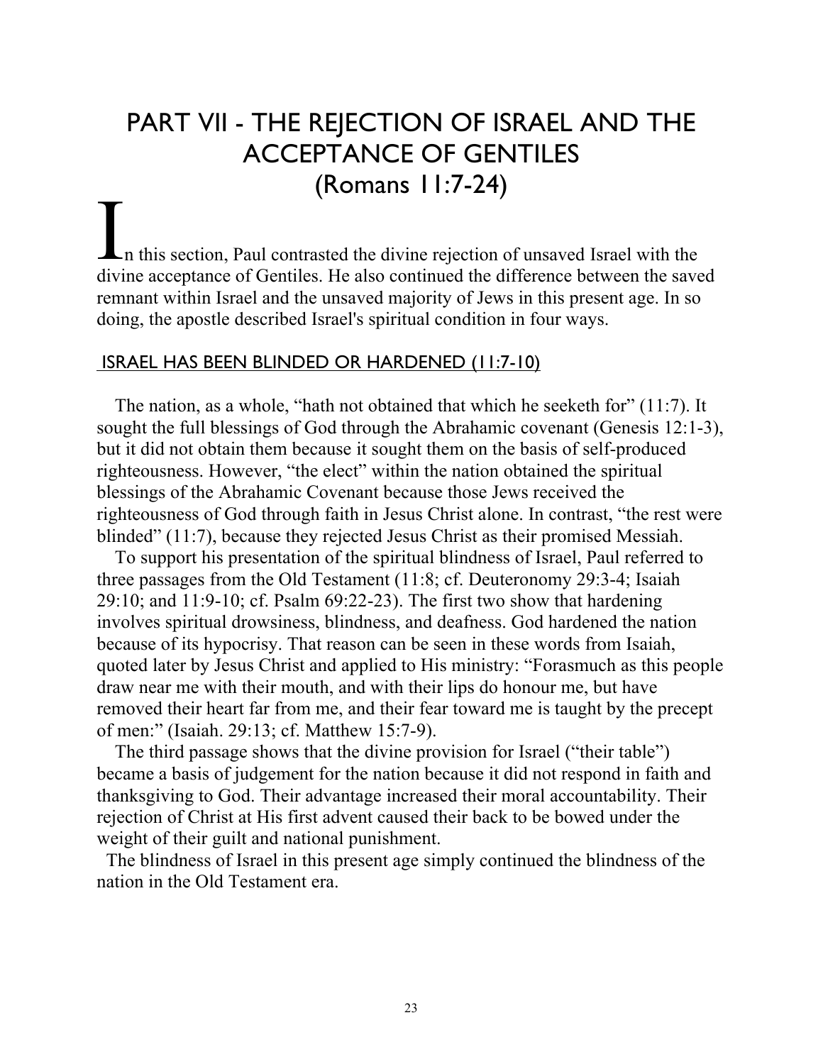# PART VII - THE REJECTION OF ISRAEL AND THE ACCEPTANCE OF GENTILES (Romans 11:7-24)

In this section, Paul contrasted the divine rejection of unsaved Israel with the divine acceptance of Gentiles. He also continued the difference between the saved remnant within Israel and the unsaved majority of Jews in this present age. In so doing, the apostle described Israel's spiritual condition in four ways.

## ISRAEL HAS BEEN BLINDED OR HARDENED (11:7-10)

The nation, as a whole, "hath not obtained that which he seeketh for" (11:7). It sought the full blessings of God through the Abrahamic covenant (Genesis 12:1-3), but it did not obtain them because it sought them on the basis of self-produced righteousness. However, "the elect" within the nation obtained the spiritual blessings of the Abrahamic Covenant because those Jews received the righteousness of God through faith in Jesus Christ alone. In contrast, "the rest were blinded" (11:7), because they rejected Jesus Christ as their promised Messiah.

To support his presentation of the spiritual blindness of Israel, Paul referred to three passages from the Old Testament (11:8; cf. Deuteronomy 29:3-4; Isaiah 29:10; and 11:9-10; cf. Psalm 69:22-23). The first two show that hardening involves spiritual drowsiness, blindness, and deafness. God hardened the nation because of its hypocrisy. That reason can be seen in these words from Isaiah, quoted later by Jesus Christ and applied to His ministry: "Forasmuch as this people draw near me with their mouth, and with their lips do honour me, but have removed their heart far from me, and their fear toward me is taught by the precept of men:" (Isaiah. 29:13; cf. Matthew 15:7-9).

The third passage shows that the divine provision for Israel ("their table") became a basis of judgement for the nation because it did not respond in faith and thanksgiving to God. Their advantage increased their moral accountability. Their rejection of Christ at His first advent caused their back to be bowed under the weight of their guilt and national punishment.

The blindness of Israel in this present age simply continued the blindness of the nation in the Old Testament era.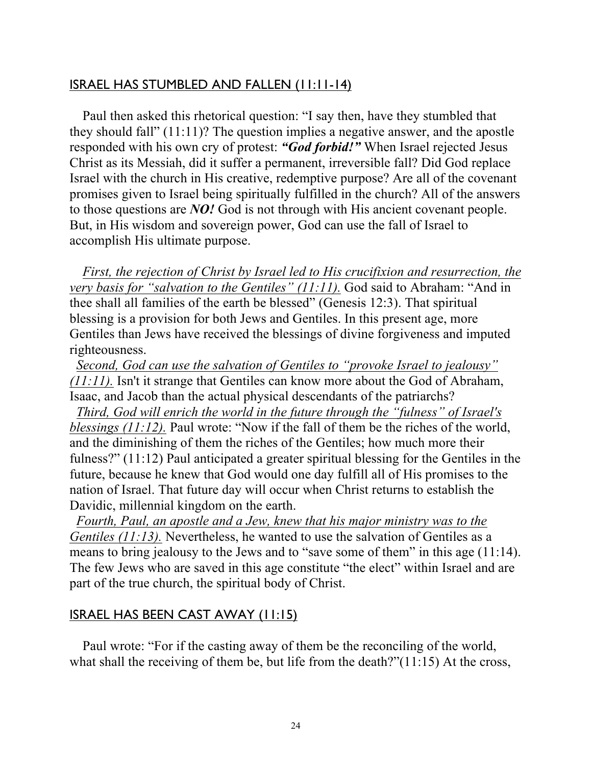## ISRAEL HAS STUMBLED AND FALLEN (11:11-14)

Paul then asked this rhetorical question: "I say then, have they stumbled that they should fall" (11:11)? The question implies a negative answer, and the apostle responded with his own cry of protest: ***"God forbid!"*** When Israel rejected Jesus Christ as its Messiah, did it suffer a permanent, irreversible fall? Did God replace Israel with the church in His creative, redemptive purpose? Are all of the covenant promises given to Israel being spiritually fulfilled in the church? All of the answers to those questions are ***NO!*** God is not through with His ancient covenant people. But, in His wisdom and sovereign power, God can use the fall of Israel to accomplish His ultimate purpose.

*First, the rejection of Christ by Israel led to His crucifixion and resurrection, the very basis for "salvation to the Gentiles" (11:11).* God said to Abraham: "And in thee shall all families of the earth be blessed" (Genesis 12:3). That spiritual blessing is a provision for both Jews and Gentiles. In this present age, more Gentiles than Jews have received the blessings of divine forgiveness and imputed righteousness.

*Second, God can use the salvation of Gentiles to "provoke Israel to jealousy" (11:11).* Isn't it strange that Gentiles can know more about the God of Abraham, Isaac, and Jacob than the actual physical descendants of the patriarchs?

*Third, God will enrich the world in the future through the "fulness" of Israel's blessings (11:12).* Paul wrote: "Now if the fall of them be the riches of the world, and the diminishing of them the riches of the Gentiles; how much more their fulness?" (11:12) Paul anticipated a greater spiritual blessing for the Gentiles in the future, because he knew that God would one day fulfill all of His promises to the nation of Israel. That future day will occur when Christ returns to establish the Davidic, millennial kingdom on the earth.

*Fourth, Paul, an apostle and a Jew, knew that his major ministry was to the Gentiles (11:13).* Nevertheless, he wanted to use the salvation of Gentiles as a means to bring jealousy to the Jews and to "save some of them" in this age (11:14). The few Jews who are saved in this age constitute "the elect" within Israel and are part of the true church, the spiritual body of Christ.

## ISRAEL HAS BEEN CAST AWAY (11:15)

Paul wrote: "For if the casting away of them be the reconciling of the world, what shall the receiving of them be, but life from the death?"(11:15) At the cross,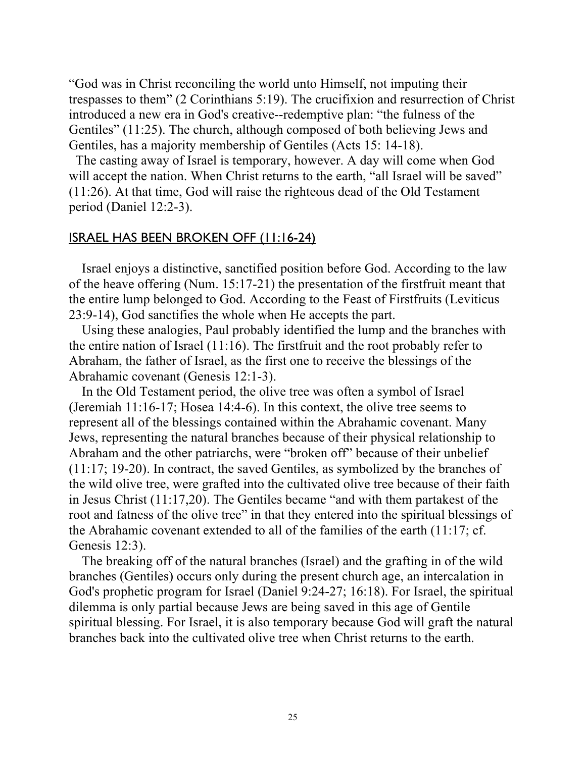"God was in Christ reconciling the world unto Himself, not imputing their trespasses to them" (2 Corinthians 5:19). The crucifixion and resurrection of Christ introduced a new era in God's creative--redemptive plan: "the fulness of the Gentiles" (11:25). The church, although composed of both believing Jews and Gentiles, has a majority membership of Gentiles (Acts 15: 14-18).

The casting away of Israel is temporary, however. A day will come when God will accept the nation. When Christ returns to the earth, "all Israel will be saved" (11:26). At that time, God will raise the righteous dead of the Old Testament period (Daniel 12:2-3).

## ISRAEL HAS BEEN BROKEN OFF (11:16-24)

Israel enjoys a distinctive, sanctified position before God. According to the law of the heave offering (Num. 15:17-21) the presentation of the firstfruit meant that the entire lump belonged to God. According to the Feast of Firstfruits (Leviticus 23:9-14), God sanctifies the whole when He accepts the part.

Using these analogies, Paul probably identified the lump and the branches with the entire nation of Israel (11:16). The firstfruit and the root probably refer to Abraham, the father of Israel, as the first one to receive the blessings of the Abrahamic covenant (Genesis 12:1-3).

In the Old Testament period, the olive tree was often a symbol of Israel (Jeremiah 11:16-17; Hosea 14:4-6). In this context, the olive tree seems to represent all of the blessings contained within the Abrahamic covenant. Many Jews, representing the natural branches because of their physical relationship to Abraham and the other patriarchs, were "broken off" because of their unbelief (11:17; 19-20). In contract, the saved Gentiles, as symbolized by the branches of the wild olive tree, were grafted into the cultivated olive tree because of their faith in Jesus Christ (11:17,20). The Gentiles became "and with them partakest of the root and fatness of the olive tree" in that they entered into the spiritual blessings of the Abrahamic covenant extended to all of the families of the earth (11:17; cf. Genesis 12:3).

The breaking off of the natural branches (Israel) and the grafting in of the wild branches (Gentiles) occurs only during the present church age, an intercalation in God's prophetic program for Israel (Daniel 9:24-27; 16:18). For Israel, the spiritual dilemma is only partial because Jews are being saved in this age of Gentile spiritual blessing. For Israel, it is also temporary because God will graft the natural branches back into the cultivated olive tree when Christ returns to the earth.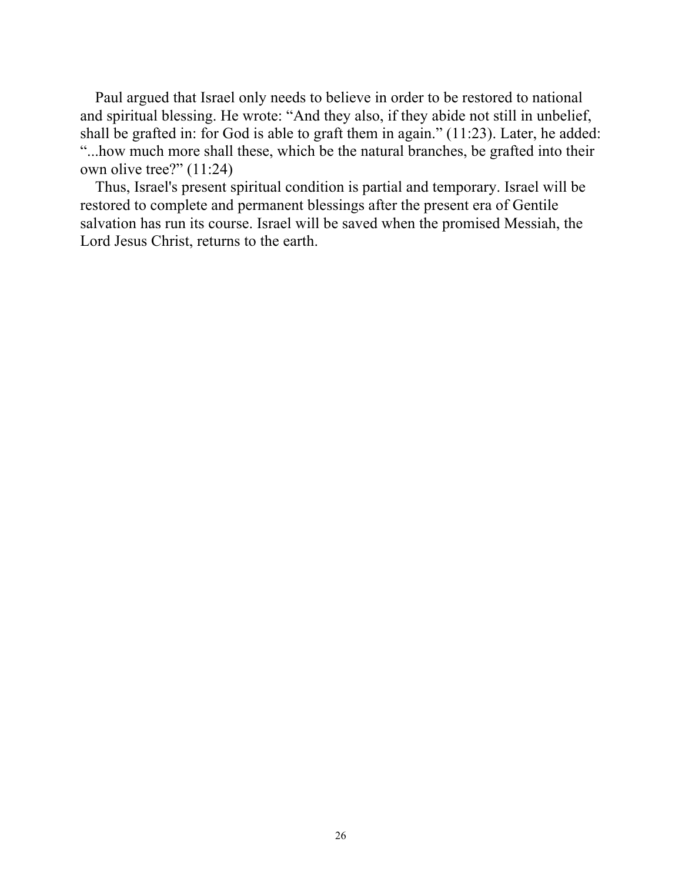Paul argued that Israel only needs to believe in order to be restored to national and spiritual blessing. He wrote: "And they also, if they abide not still in unbelief, shall be grafted in: for God is able to graft them in again." (11:23). Later, he added: "...how much more shall these, which be the natural branches, be grafted into their own olive tree?" (11:24)

Thus, Israel's present spiritual condition is partial and temporary. Israel will be restored to complete and permanent blessings after the present era of Gentile salvation has run its course. Israel will be saved when the promised Messiah, the Lord Jesus Christ, returns to the earth.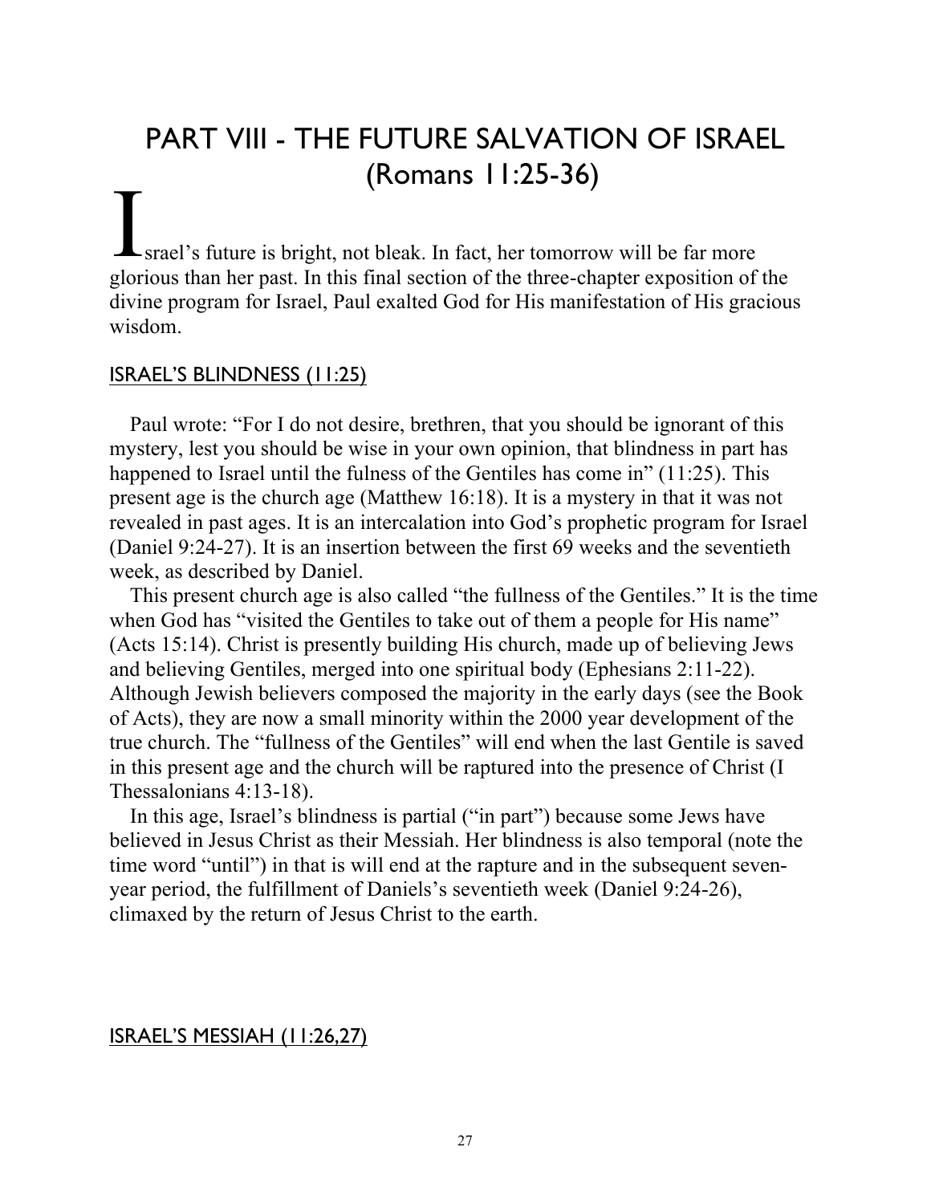# PART VIII - THE FUTURE SALVATION OF ISRAEL (Romans 11:25-36)

Israel's future is bright, not bleak. In fact, her tomorrow will be far more glorious than her past. In this final section of the three-chapter exposition of the divine program for Israel, Paul exalted God for His manifestation of His gracious wisdom.

## ISRAEL'S BLINDNESS (11:25)

Paul wrote: "For I do not desire, brethren, that you should be ignorant of this mystery, lest you should be wise in your own opinion, that blindness in part has happened to Israel until the fulness of the Gentiles has come in" (11:25). This present age is the church age (Matthew 16:18). It is a mystery in that it was not revealed in past ages. It is an intercalation into God's prophetic program for Israel (Daniel 9:24-27). It is an insertion between the first 69 weeks and the seventieth week, as described by Daniel.

This present church age is also called "the fullness of the Gentiles." It is the time when God has "visited the Gentiles to take out of them a people for His name" (Acts 15:14). Christ is presently building His church, made up of believing Jews and believing Gentiles, merged into one spiritual body (Ephesians 2:11-22). Although Jewish believers composed the majority in the early days (see the Book of Acts), they are now a small minority within the 2000 year development of the true church. The "fullness of the Gentiles" will end when the last Gentile is saved in this present age and the church will be raptured into the presence of Christ (I Thessalonians 4:13-18).

In this age, Israel's blindness is partial ("in part") because some Jews have believed in Jesus Christ as their Messiah. Her blindness is also temporal (note the time word "until") in that is will end at the rapture and in the subsequent seven-year period, the fulfillment of Daniels's seventieth week (Daniel 9:24-26), climaxed by the return of Jesus Christ to the earth.

## ISRAEL'S MESSIAH (11:26,27)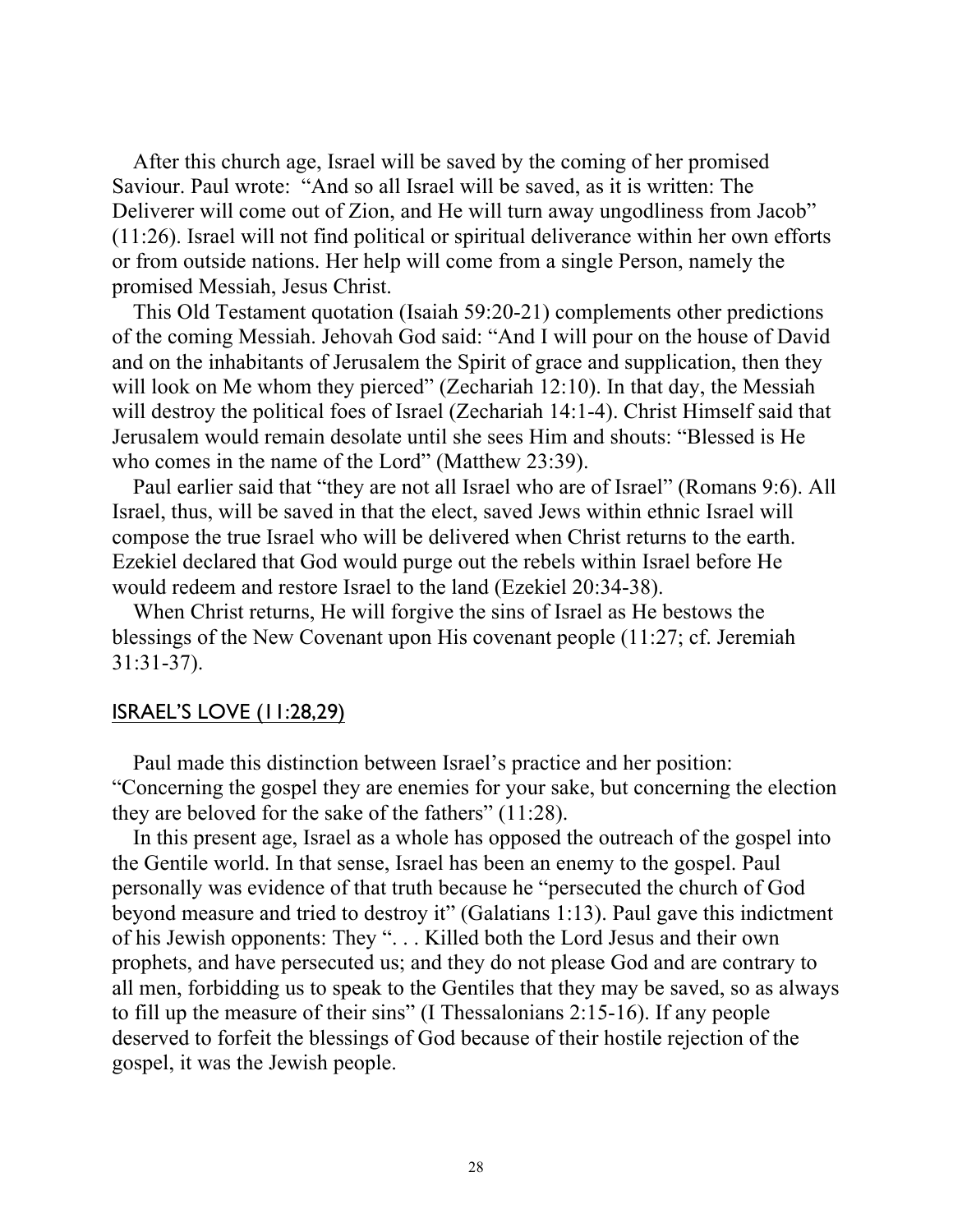After this church age, Israel will be saved by the coming of her promised Saviour. Paul wrote: "And so all Israel will be saved, as it is written: The Deliverer will come out of Zion, and He will turn away ungodliness from Jacob" (11:26). Israel will not find political or spiritual deliverance within her own efforts or from outside nations. Her help will come from a single Person, namely the promised Messiah, Jesus Christ.

This Old Testament quotation (Isaiah 59:20-21) complements other predictions of the coming Messiah. Jehovah God said: "And I will pour on the house of David and on the inhabitants of Jerusalem the Spirit of grace and supplication, then they will look on Me whom they pierced" (Zechariah 12:10). In that day, the Messiah will destroy the political foes of Israel (Zechariah 14:1-4). Christ Himself said that Jerusalem would remain desolate until she sees Him and shouts: "Blessed is He who comes in the name of the Lord" (Matthew 23:39).

Paul earlier said that "they are not all Israel who are of Israel" (Romans 9:6). All Israel, thus, will be saved in that the elect, saved Jews within ethnic Israel will compose the true Israel who will be delivered when Christ returns to the earth. Ezekiel declared that God would purge out the rebels within Israel before He would redeem and restore Israel to the land (Ezekiel 20:34-38).

When Christ returns, He will forgive the sins of Israel as He bestows the blessings of the New Covenant upon His covenant people (11:27; cf. Jeremiah 31:31-37).

## ISRAEL'S LOVE (11:28,29)

Paul made this distinction between Israel's practice and her position: "Concerning the gospel they are enemies for your sake, but concerning the election they are beloved for the sake of the fathers" (11:28).

In this present age, Israel as a whole has opposed the outreach of the gospel into the Gentile world. In that sense, Israel has been an enemy to the gospel. Paul personally was evidence of that truth because he "persecuted the church of God beyond measure and tried to destroy it" (Galatians 1:13). Paul gave this indictment of his Jewish opponents: They ". . . Killed both the Lord Jesus and their own prophets, and have persecuted us; and they do not please God and are contrary to all men, forbidding us to speak to the Gentiles that they may be saved, so as always to fill up the measure of their sins" (I Thessalonians 2:15-16). If any people deserved to forfeit the blessings of God because of their hostile rejection of the gospel, it was the Jewish people.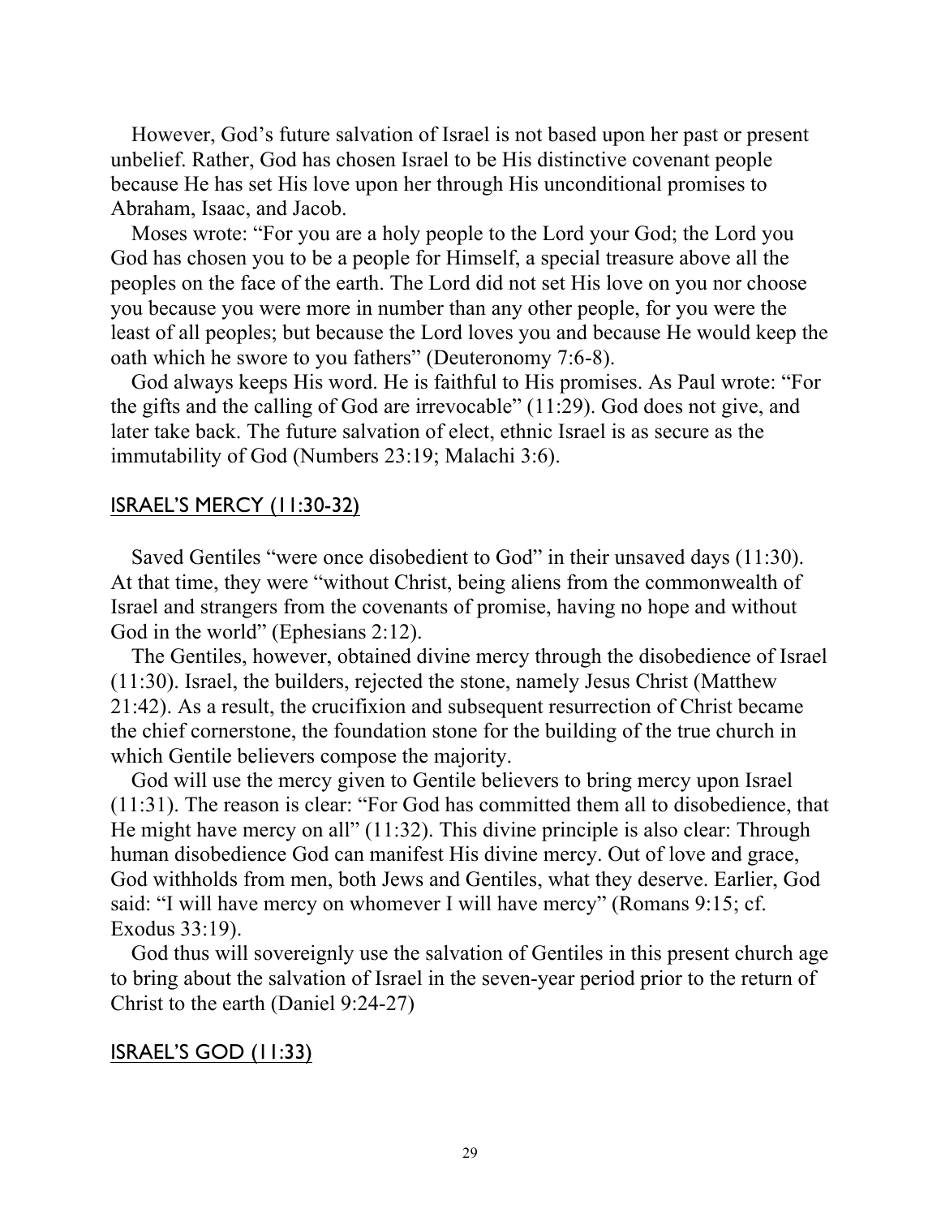However, God's future salvation of Israel is not based upon her past or present unbelief. Rather, God has chosen Israel to be His distinctive covenant people because He has set His love upon her through His unconditional promises to Abraham, Isaac, and Jacob.

Moses wrote: "For you are a holy people to the Lord your God; the Lord you God has chosen you to be a people for Himself, a special treasure above all the peoples on the face of the earth. The Lord did not set His love on you nor choose you because you were more in number than any other people, for you were the least of all peoples; but because the Lord loves you and because He would keep the oath which he swore to you fathers" (Deuteronomy 7:6-8).

God always keeps His word. He is faithful to His promises. As Paul wrote: "For the gifts and the calling of God are irrevocable" (11:29). God does not give, and later take back. The future salvation of elect, ethnic Israel is as secure as the immutability of God (Numbers 23:19; Malachi 3:6).

## ISRAEL'S MERCY (11:30-32)

Saved Gentiles "were once disobedient to God" in their unsaved days (11:30). At that time, they were "without Christ, being aliens from the commonwealth of Israel and strangers from the covenants of promise, having no hope and without God in the world" (Ephesians 2:12).

The Gentiles, however, obtained divine mercy through the disobedience of Israel (11:30). Israel, the builders, rejected the stone, namely Jesus Christ (Matthew 21:42). As a result, the crucifixion and subsequent resurrection of Christ became the chief cornerstone, the foundation stone for the building of the true church in which Gentile believers compose the majority.

God will use the mercy given to Gentile believers to bring mercy upon Israel (11:31). The reason is clear: "For God has committed them all to disobedience, that He might have mercy on all" (11:32). This divine principle is also clear: Through human disobedience God can manifest His divine mercy. Out of love and grace, God withholds from men, both Jews and Gentiles, what they deserve. Earlier, God said: "I will have mercy on whomever I will have mercy" (Romans 9:15; cf. Exodus 33:19).

God thus will sovereignly use the salvation of Gentiles in this present church age to bring about the salvation of Israel in the seven-year period prior to the return of Christ to the earth (Daniel 9:24-27)

## ISRAEL'S GOD (11:33)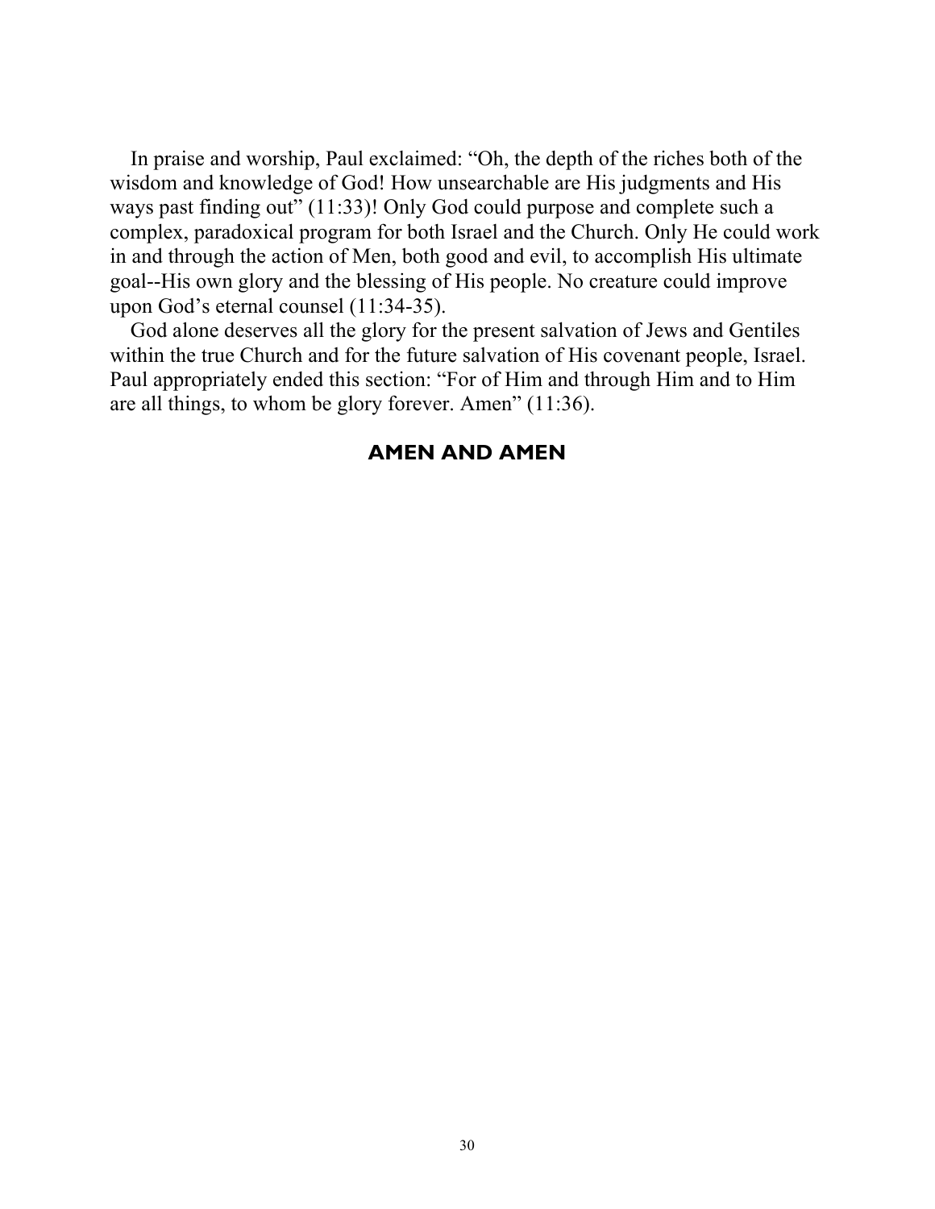In praise and worship, Paul exclaimed: "Oh, the depth of the riches both of the wisdom and knowledge of God! How unsearchable are His judgments and His ways past finding out" (11:33)! Only God could purpose and complete such a complex, paradoxical program for both Israel and the Church. Only He could work in and through the action of Men, both good and evil, to accomplish His ultimate goal--His own glory and the blessing of His people. No creature could improve upon God's eternal counsel (11:34-35).

God alone deserves all the glory for the present salvation of Jews and Gentiles within the true Church and for the future salvation of His covenant people, Israel. Paul appropriately ended this section: "For of Him and through Him and to Him are all things, to whom be glory forever. Amen" (11:36).

## AMEN AND AMEN